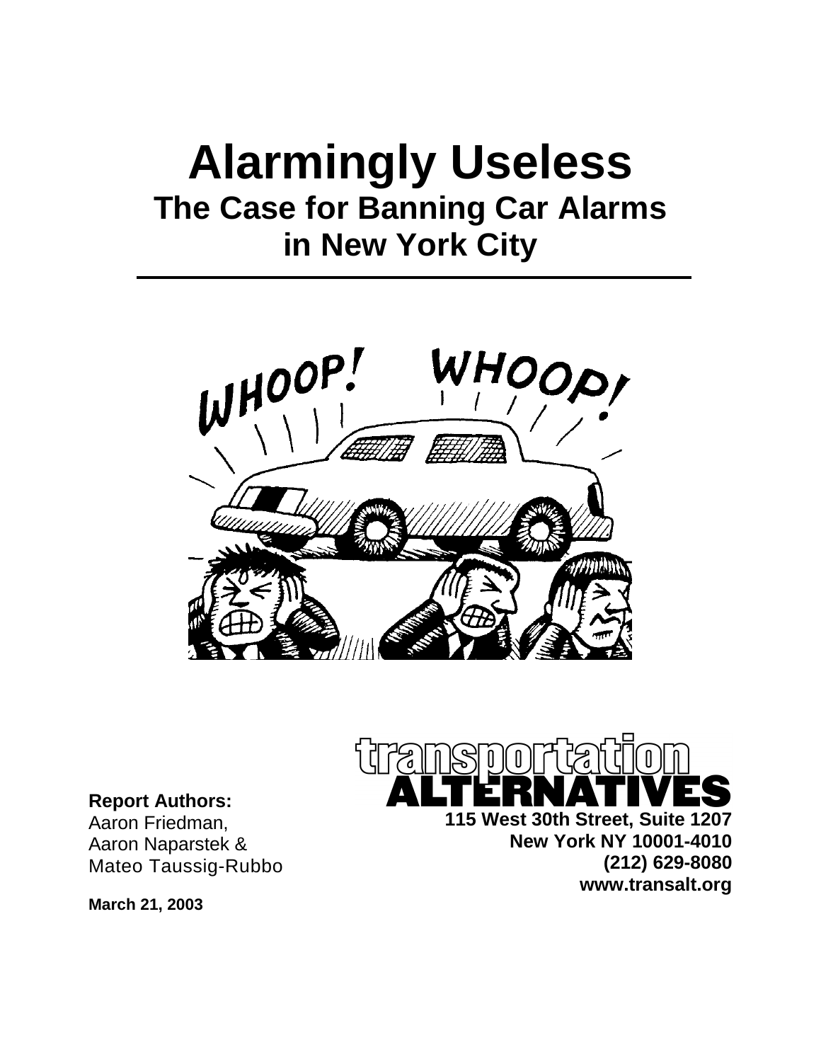# Alarmingly Useless

## The Case for Banning Car Alarms in New York City

**Report Authors:**
Aaron Friedman,
Aaron Naparstek &
Mateo Taussig-Rubbo

**March 21, 2003**

**Transportation Alternatives**
**115 West 30th Street, Suite 1207**
**New York NY 10001-4010**
**(212) 629-8080**
**www.transalt.org**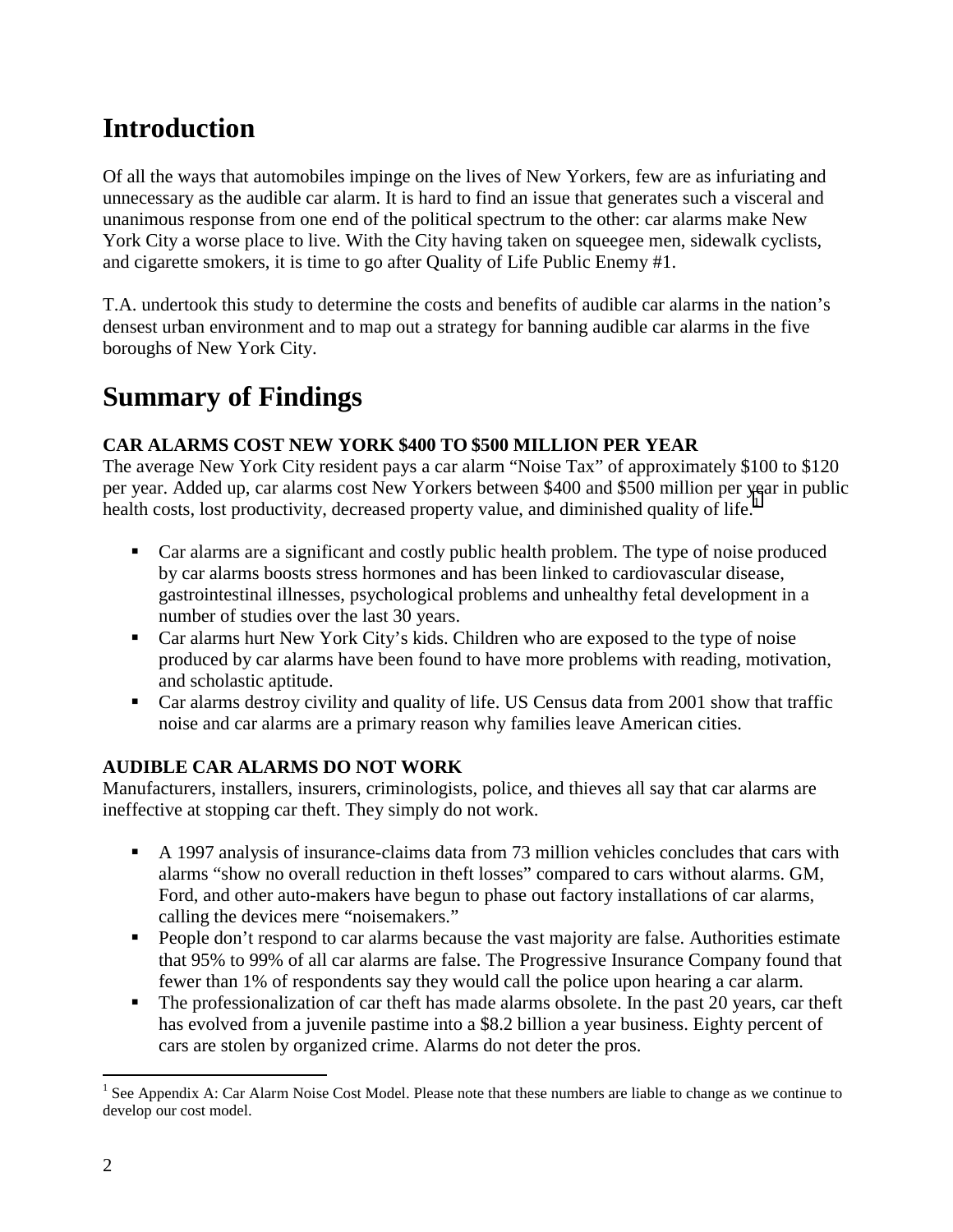# Introduction

Of all the ways that automobiles impinge on the lives of New Yorkers, few are as infuriating and unnecessary as the audible car alarm. It is hard to find an issue that generates such a visceral and unanimous response from one end of the political spectrum to the other: car alarms make New York City a worse place to live. With the City having taken on squeegee men, sidewalk cyclists, and cigarette smokers, it is time to go after Quality of Life Public Enemy #1.

T.A. undertook this study to determine the costs and benefits of audible car alarms in the nation's densest urban environment and to map out a strategy for banning audible car alarms in the five boroughs of New York City.

# Summary of Findings

**CAR ALARMS COST NEW YORK $400 TO $500 MILLION PER YEAR**

The average New York City resident pays a car alarm "Noise Tax" of approximately $100 to $120 per year. Added up, car alarms cost New Yorkers between $400 and $500 million per year in public health costs, lost productivity, decreased property value, and diminished quality of life.[1]

- Car alarms are a significant and costly public health problem. The type of noise produced by car alarms boosts stress hormones and has been linked to cardiovascular disease, gastrointestinal illnesses, psychological problems and unhealthy fetal development in a number of studies over the last 30 years.
- Car alarms hurt New York City's kids. Children who are exposed to the type of noise produced by car alarms have been found to have more problems with reading, motivation, and scholastic aptitude.
- Car alarms destroy civility and quality of life. US Census data from 2001 show that traffic noise and car alarms are a primary reason why families leave American cities.

**AUDIBLE CAR ALARMS DO NOT WORK**

Manufacturers, installers, insurers, criminologists, police, and thieves all say that car alarms are ineffective at stopping car theft. They simply do not work.

- A 1997 analysis of insurance-claims data from 73 million vehicles concludes that cars with alarms "show no overall reduction in theft losses" compared to cars without alarms. GM, Ford, and other auto-makers have begun to phase out factory installations of car alarms, calling the devices mere "noisemakers."
- People don't respond to car alarms because the vast majority are false. Authorities estimate that 95% to 99% of all car alarms are false. The Progressive Insurance Company found that fewer than 1% of respondents say they would call the police upon hearing a car alarm.
- The professionalization of car theft has made alarms obsolete. In the past 20 years, car theft has evolved from a juvenile pastime into a $8.2 billion a year business. Eighty percent of cars are stolen by organized crime. Alarms do not deter the pros.

---

[1] See Appendix A: Car Alarm Noise Cost Model. Please note that these numbers are liable to change as we continue to develop our cost model.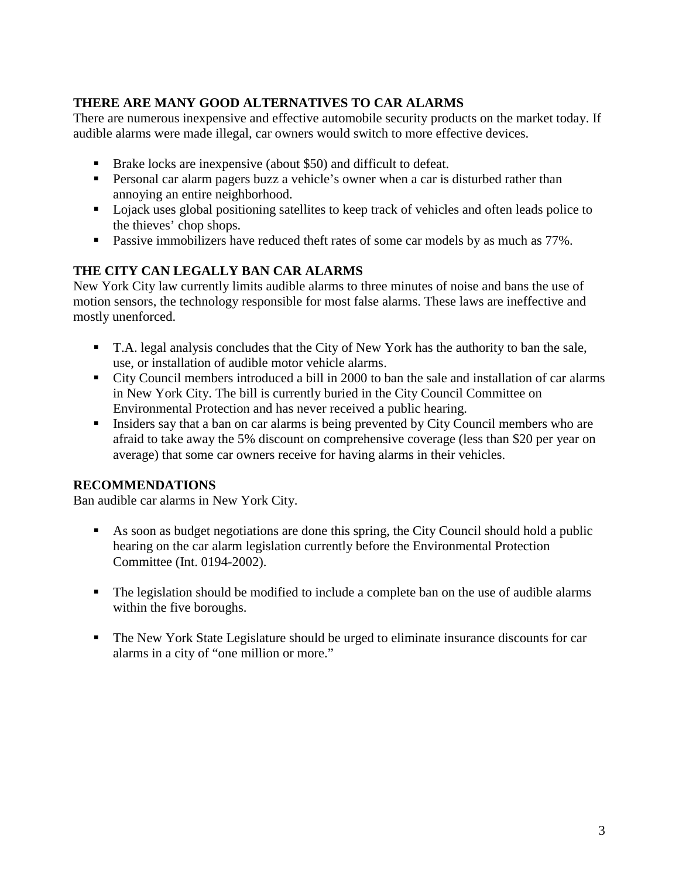## THERE ARE MANY GOOD ALTERNATIVES TO CAR ALARMS

There are numerous inexpensive and effective automobile security products on the market today. If audible alarms were made illegal, car owners would switch to more effective devices.

- Brake locks are inexpensive (about $50) and difficult to defeat.
- Personal car alarm pagers buzz a vehicle's owner when a car is disturbed rather than annoying an entire neighborhood.
- Lojack uses global positioning satellites to keep track of vehicles and often leads police to the thieves' chop shops.
- Passive immobilizers have reduced theft rates of some car models by as much as 77%.

## THE CITY CAN LEGALLY BAN CAR ALARMS

New York City law currently limits audible alarms to three minutes of noise and bans the use of motion sensors, the technology responsible for most false alarms. These laws are ineffective and mostly unenforced.

- T.A. legal analysis concludes that the City of New York has the authority to ban the sale, use, or installation of audible motor vehicle alarms.
- City Council members introduced a bill in 2000 to ban the sale and installation of car alarms in New York City. The bill is currently buried in the City Council Committee on Environmental Protection and has never received a public hearing.
- Insiders say that a ban on car alarms is being prevented by City Council members who are afraid to take away the 5% discount on comprehensive coverage (less than $20 per year on average) that some car owners receive for having alarms in their vehicles.

## RECOMMENDATIONS

Ban audible car alarms in New York City.

- As soon as budget negotiations are done this spring, the City Council should hold a public hearing on the car alarm legislation currently before the Environmental Protection Committee (Int. 0194-2002).

- The legislation should be modified to include a complete ban on the use of audible alarms within the five boroughs.

- The New York State Legislature should be urged to eliminate insurance discounts for car alarms in a city of "one million or more."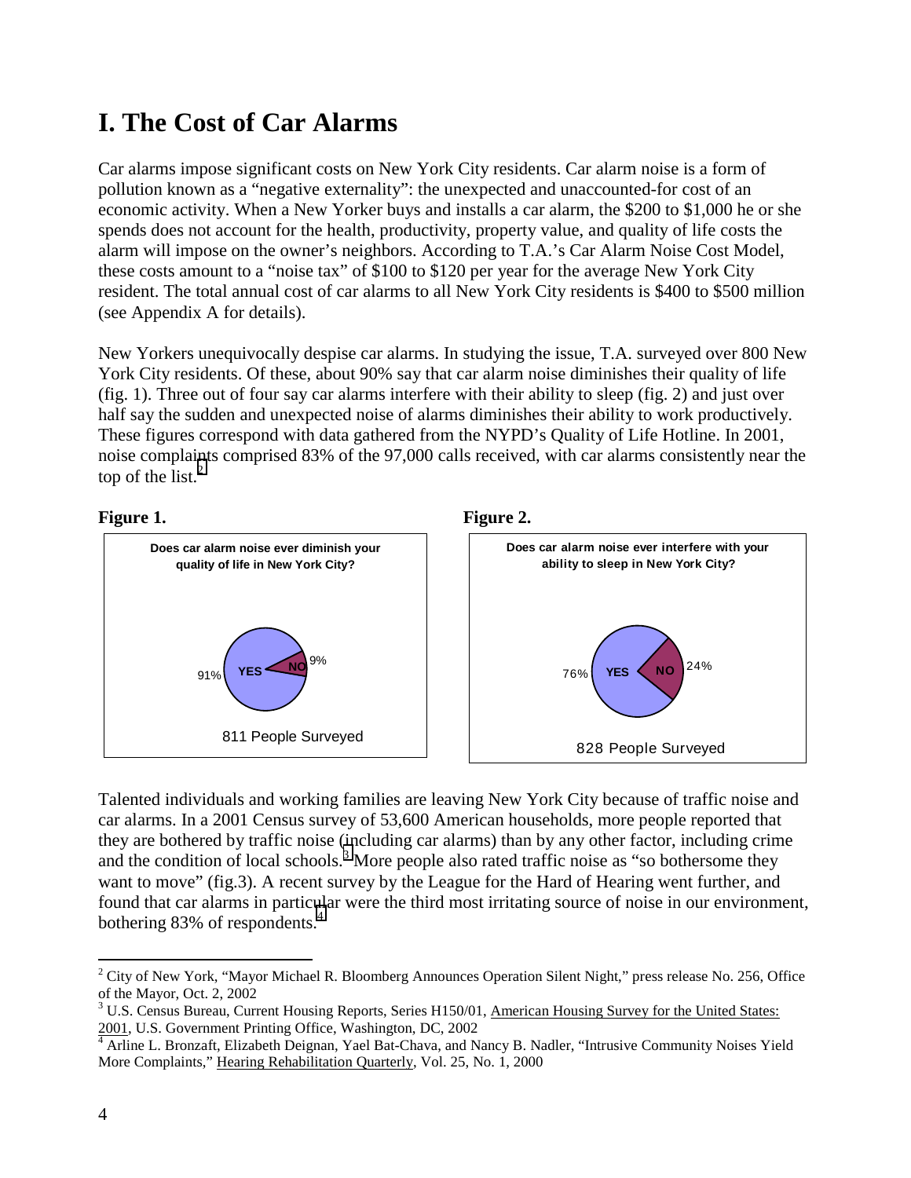# I. The Cost of Car Alarms

Car alarms impose significant costs on New York City residents. Car alarm noise is a form of pollution known as a "negative externality": the unexpected and unaccounted-for cost of an economic activity. When a New Yorker buys and installs a car alarm, the $200 to $1,000 he or she spends does not account for the health, productivity, property value, and quality of life costs the alarm will impose on the owner's neighbors. According to T.A.'s Car Alarm Noise Cost Model, these costs amount to a "noise tax" of $100 to $120 per year for the average New York City resident. The total annual cost of car alarms to all New York City residents is $400 to $500 million (see Appendix A for details).

New Yorkers unequivocally despise car alarms. In studying the issue, T.A. surveyed over 800 New York City residents. Of these, about 90% say that car alarm noise diminishes their quality of life (fig. 1). Three out of four say car alarms interfere with their ability to sleep (fig. 2) and just over half say the sudden and unexpected noise of alarms diminishes their ability to work productively. These figures correspond with data gathered from the NYPD's Quality of Life Hotline. In 2001, noise complaints comprised 83% of the 97,000 calls received, with car alarms consistently near the top of the list.[2]

**Figure 1.**

**Does car alarm noise ever diminish your quality of life in New York City?**

YES 91% / NO 9%

811 People Surveyed

**Figure 2.**

**Does car alarm noise ever interfere with your ability to sleep in New York City?**

YES 76% / NO 24%

828 People Surveyed

Talented individuals and working families are leaving New York City because of traffic noise and car alarms. In a 2001 Census survey of 53,600 American households, more people reported that they are bothered by traffic noise (including car alarms) than by any other factor, including crime and the condition of local schools.[3] More people also rated traffic noise as "so bothersome they want to move" (fig.3). A recent survey by the League for the Hard of Hearing went further, and found that car alarms in particular were the third most irritating source of noise in our environment, bothering 83% of respondents.[4]

---

[2] City of New York, "Mayor Michael R. Bloomberg Announces Operation Silent Night," press release No. 256, Office of the Mayor, Oct. 2, 2002

[3] U.S. Census Bureau, Current Housing Reports, Series H150/01, American Housing Survey for the United States: 2001, U.S. Government Printing Office, Washington, DC, 2002

[4] Arline L. Bronzaft, Elizabeth Deignan, Yael Bat-Chava, and Nancy B. Nadler, "Intrusive Community Noises Yield More Complaints," Hearing Rehabilitation Quarterly, Vol. 25, No. 1, 2000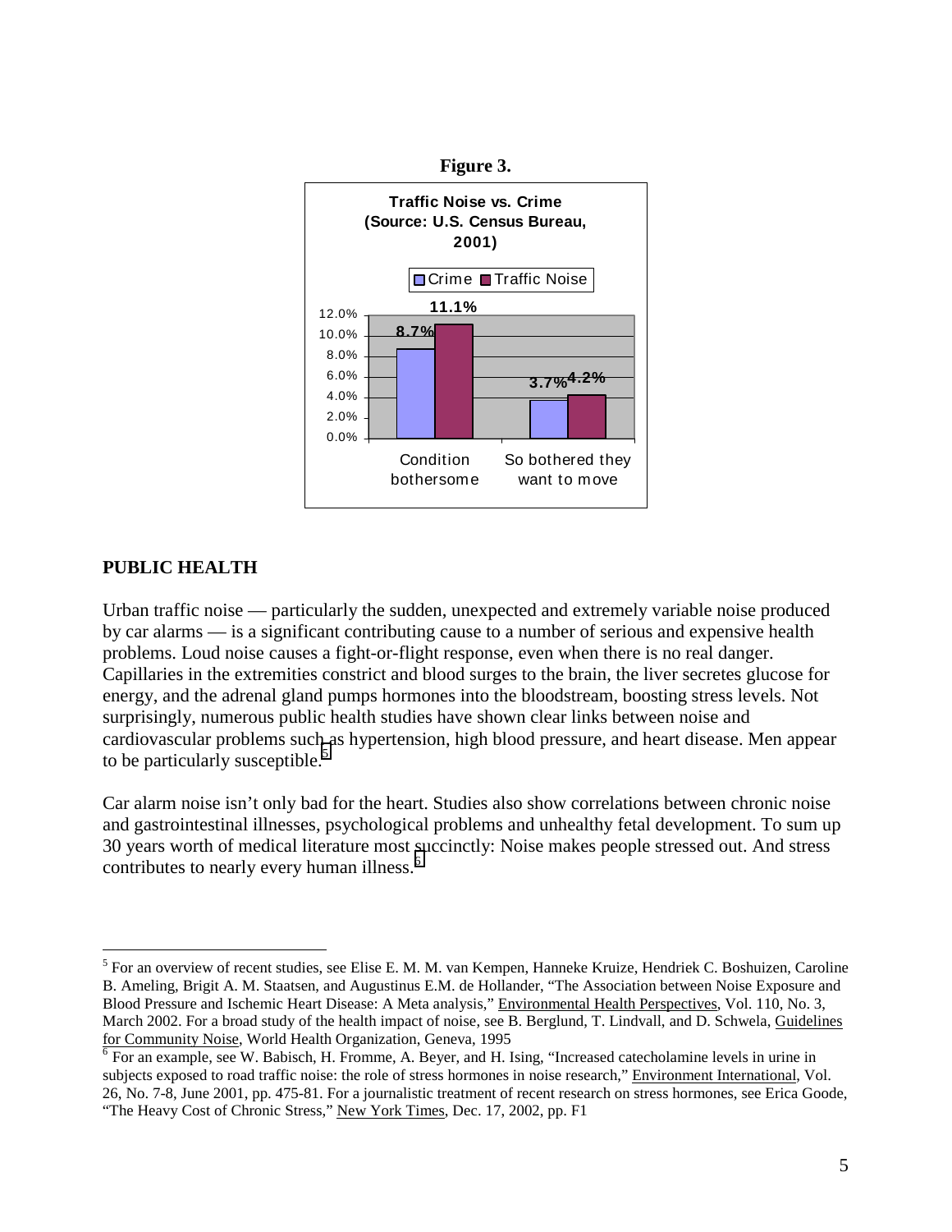**Figure 3.**

**Traffic Noise vs. Crime (Source: U.S. Census Bureau, 2001)**

| | Crime | Traffic Noise |
|---|---|---|
| Condition bothersome | 8.7% | 11.1% |
| So bothered they want to move | 3.7% | 4.2% |

## PUBLIC HEALTH

Urban traffic noise — particularly the sudden, unexpected and extremely variable noise produced by car alarms — is a significant contributing cause to a number of serious and expensive health problems. Loud noise causes a fight-or-flight response, even when there is no real danger. Capillaries in the extremities constrict and blood surges to the brain, the liver secretes glucose for energy, and the adrenal gland pumps hormones into the bloodstream, boosting stress levels. Not surprisingly, numerous public health studies have shown clear links between noise and cardiovascular problems such as hypertension, high blood pressure, and heart disease. Men appear to be particularly susceptible.[5]

Car alarm noise isn't only bad for the heart. Studies also show correlations between chronic noise and gastrointestinal illnesses, psychological problems and unhealthy fetal development. To sum up 30 years worth of medical literature most succinctly: Noise makes people stressed out. And stress contributes to nearly every human illness.[6]

---

[5] For an overview of recent studies, see Elise E. M. M. van Kempen, Hanneke Kruize, Hendriek C. Boshuizen, Caroline B. Ameling, Brigit A. M. Staatsen, and Augustinus E.M. de Hollander, "The Association between Noise Exposure and Blood Pressure and Ischemic Heart Disease: A Meta analysis," Environmental Health Perspectives, Vol. 110, No. 3, March 2002. For a broad study of the health impact of noise, see B. Berglund, T. Lindvall, and D. Schwela, Guidelines for Community Noise, World Health Organization, Geneva, 1995

[6] For an example, see W. Babisch, H. Fromme, A. Beyer, and H. Ising, "Increased catecholamine levels in urine in subjects exposed to road traffic noise: the role of stress hormones in noise research," Environment International, Vol. 26, No. 7-8, June 2001, pp. 475-81. For a journalistic treatment of recent research on stress hormones, see Erica Goode, "The Heavy Cost of Chronic Stress," New York Times, Dec. 17, 2002, pp. F1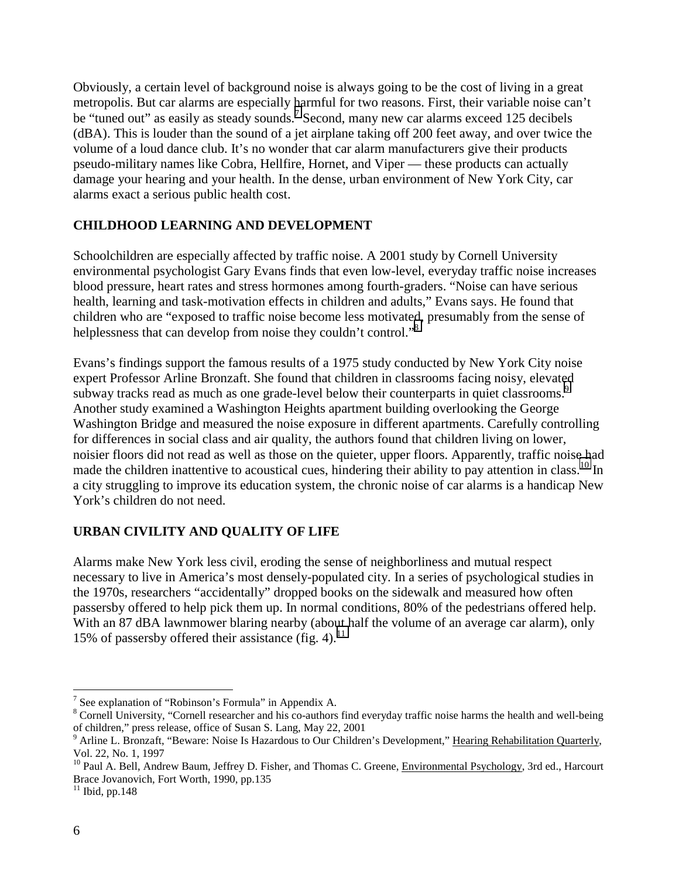Obviously, a certain level of background noise is always going to be the cost of living in a great metropolis. But car alarms are especially harmful for two reasons. First, their variable noise can't be "tuned out" as easily as steady sounds.[7] Second, many new car alarms exceed 125 decibels (dBA). This is louder than the sound of a jet airplane taking off 200 feet away, and over twice the volume of a loud dance club. It's no wonder that car alarm manufacturers give their products pseudo-military names like Cobra, Hellfire, Hornet, and Viper — these products can actually damage your hearing and your health. In the dense, urban environment of New York City, car alarms exact a serious public health cost.

## CHILDHOOD LEARNING AND DEVELOPMENT

Schoolchildren are especially affected by traffic noise. A 2001 study by Cornell University environmental psychologist Gary Evans finds that even low-level, everyday traffic noise increases blood pressure, heart rates and stress hormones among fourth-graders. "Noise can have serious health, learning and task-motivation effects in children and adults," Evans says. He found that children who are "exposed to traffic noise become less motivated, presumably from the sense of helplessness that can develop from noise they couldn't control."[8]

Evans's findings support the famous results of a 1975 study conducted by New York City noise expert Professor Arline Bronzaft. She found that children in classrooms facing noisy, elevated subway tracks read as much as one grade-level below their counterparts in quiet classrooms.[9] Another study examined a Washington Heights apartment building overlooking the George Washington Bridge and measured the noise exposure in different apartments. Carefully controlling for differences in social class and air quality, the authors found that children living on lower, noisier floors did not read as well as those on the quieter, upper floors. Apparently, traffic noise had made the children inattentive to acoustical cues, hindering their ability to pay attention in class.[10] In a city struggling to improve its education system, the chronic noise of car alarms is a handicap New York's children do not need.

## URBAN CIVILITY AND QUALITY OF LIFE

Alarms make New York less civil, eroding the sense of neighborliness and mutual respect necessary to live in America's most densely-populated city. In a series of psychological studies in the 1970s, researchers "accidentally" dropped books on the sidewalk and measured how often passersby offered to help pick them up. In normal conditions, 80% of the pedestrians offered help. With an 87 dBA lawnmower blaring nearby (about half the volume of an average car alarm), only 15% of passersby offered their assistance (fig. 4).[11]

---

[7] See explanation of "Robinson's Formula" in Appendix A.

[8] Cornell University, "Cornell researcher and his co-authors find everyday traffic noise harms the health and well-being of children," press release, office of Susan S. Lang, May 22, 2001

[9] Arline L. Bronzaft, "Beware: Noise Is Hazardous to Our Children's Development," Hearing Rehabilitation Quarterly, Vol. 22, No. 1, 1997

[10] Paul A. Bell, Andrew Baum, Jeffrey D. Fisher, and Thomas C. Greene, Environmental Psychology, 3rd ed., Harcourt Brace Jovanovich, Fort Worth, 1990, pp.135

[11] Ibid, pp.148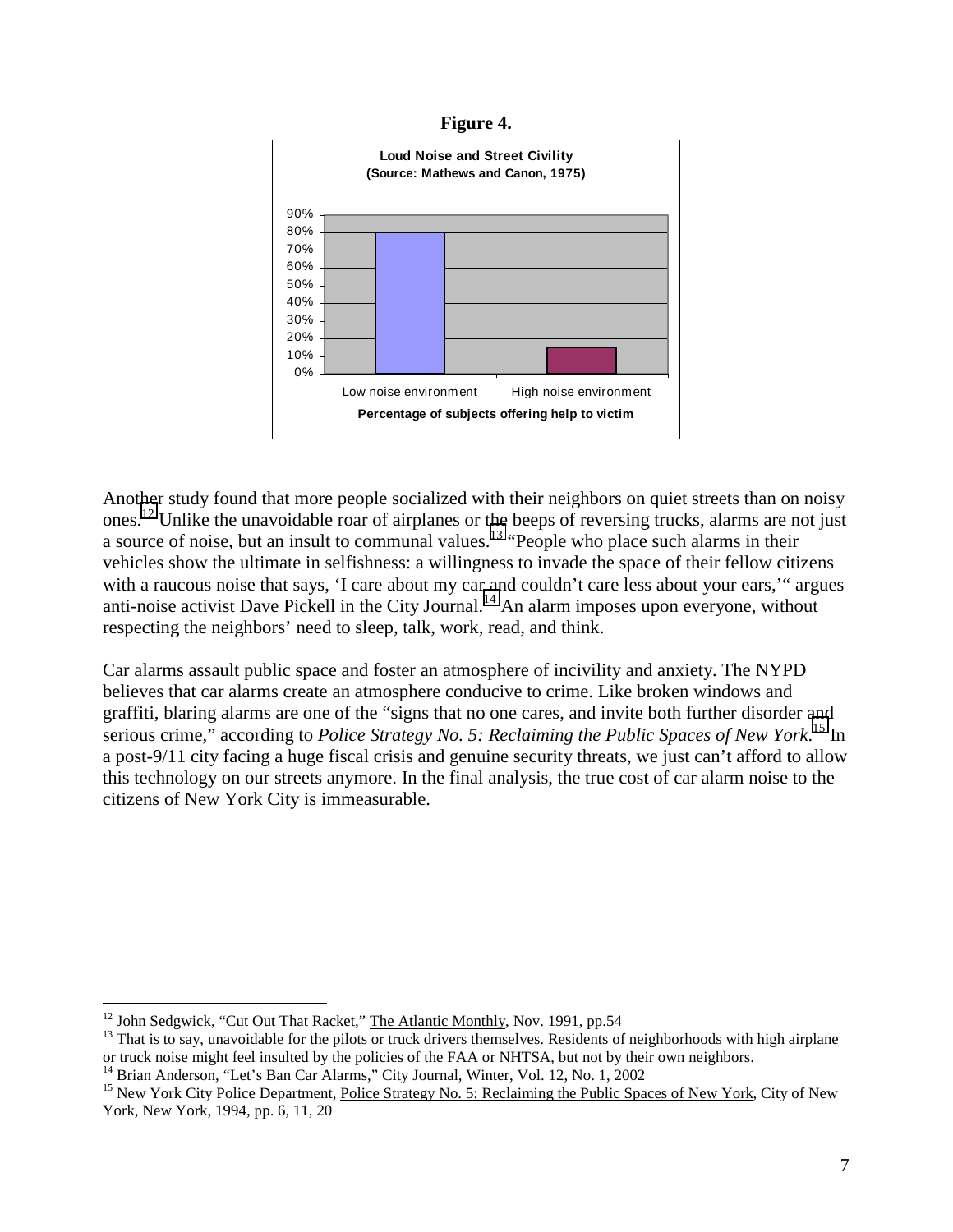**Figure 4.**

**Loud Noise and Street Civility**
**(Source: Mathews and Canon, 1975)**

| | Low noise environment | High noise environment |
|---|---|---|
| Percentage of subjects offering help to victim | 80% | 15% |

Another study found that more people socialized with their neighbors on quiet streets than on noisy ones.[12] Unlike the unavoidable roar of airplanes or the beeps of reversing trucks, alarms are not just a source of noise, but an insult to communal values.[13] "People who place such alarms in their vehicles show the ultimate in selfishness: a willingness to invade the space of their fellow citizens with a raucous noise that says, 'I care about my car and couldn't care less about your ears,'" argues anti-noise activist Dave Pickell in the City Journal.[14] An alarm imposes upon everyone, without respecting the neighbors' need to sleep, talk, work, read, and think.

Car alarms assault public space and foster an atmosphere of incivility and anxiety. The NYPD believes that car alarms create an atmosphere conducive to crime. Like broken windows and graffiti, blaring alarms are one of the "signs that no one cares, and invite both further disorder and serious crime," according to *Police Strategy No. 5: Reclaiming the Public Spaces of New York.*[15] In a post-9/11 city facing a huge fiscal crisis and genuine security threats, we just can't afford to allow this technology on our streets anymore. In the final analysis, the true cost of car alarm noise to the citizens of New York City is immeasurable.

---

[12] John Sedgwick, "Cut Out That Racket," The Atlantic Monthly, Nov. 1991, pp.54

[13] That is to say, unavoidable for the pilots or truck drivers themselves. Residents of neighborhoods with high airplane or truck noise might feel insulted by the policies of the FAA or NHTSA, but not by their own neighbors.

[14] Brian Anderson, "Let's Ban Car Alarms," City Journal, Winter, Vol. 12, No. 1, 2002

[15] New York City Police Department, Police Strategy No. 5: Reclaiming the Public Spaces of New York, City of New York, New York, 1994, pp. 6, 11, 20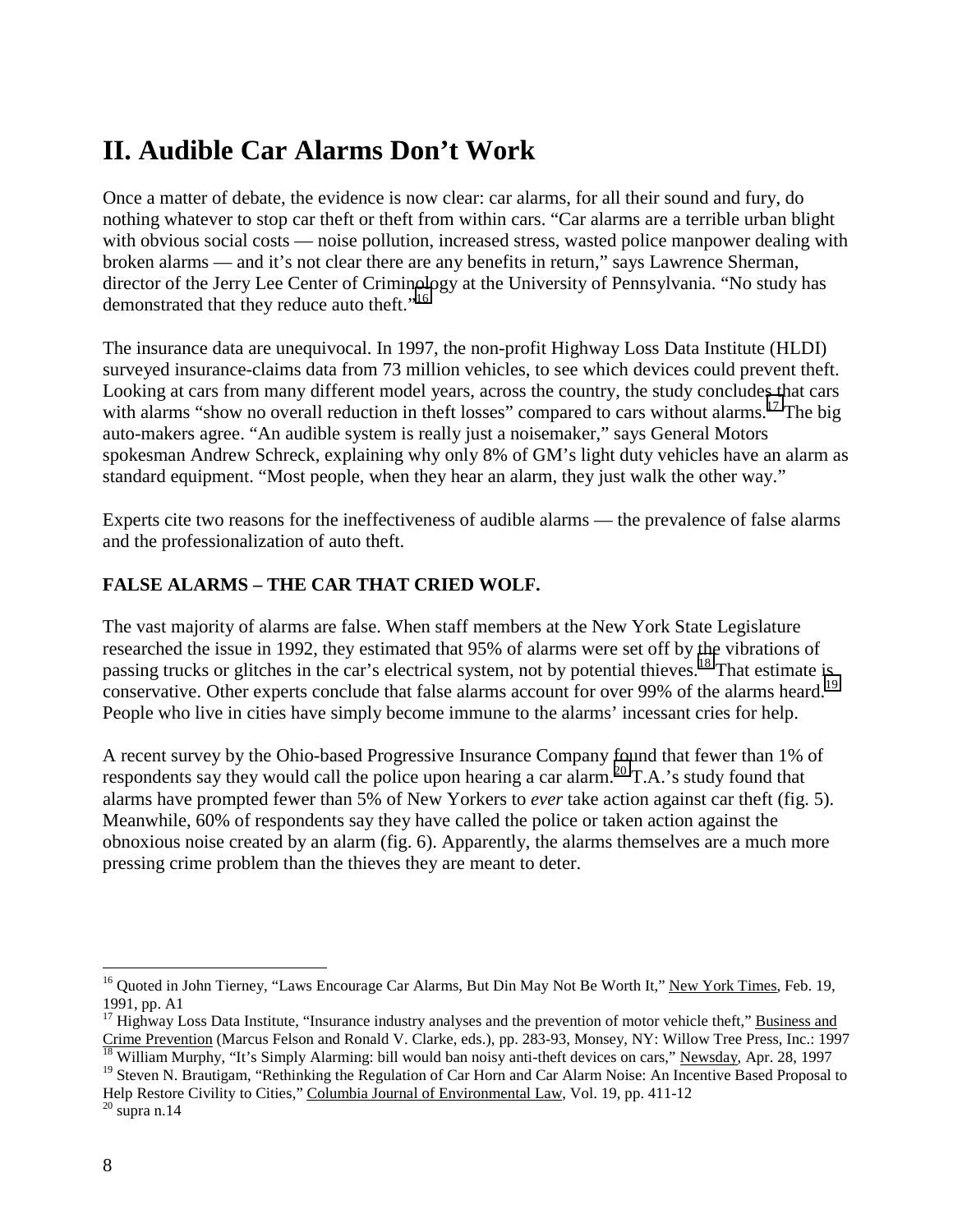## II. Audible Car Alarms Don't Work

Once a matter of debate, the evidence is now clear: car alarms, for all their sound and fury, do nothing whatever to stop car theft or theft from within cars. "Car alarms are a terrible urban blight with obvious social costs — noise pollution, increased stress, wasted police manpower dealing with broken alarms — and it's not clear there are any benefits in return," says Lawrence Sherman, director of the Jerry Lee Center of Criminology at the University of Pennsylvania. "No study has demonstrated that they reduce auto theft."[16]

The insurance data are unequivocal. In 1997, the non-profit Highway Loss Data Institute (HLDI) surveyed insurance-claims data from 73 million vehicles, to see which devices could prevent theft. Looking at cars from many different model years, across the country, the study concludes that cars with alarms "show no overall reduction in theft losses" compared to cars without alarms.[17] The big auto-makers agree. "An audible system is really just a noisemaker," says General Motors spokesman Andrew Schreck, explaining why only 8% of GM's light duty vehicles have an alarm as standard equipment. "Most people, when they hear an alarm, they just walk the other way."

Experts cite two reasons for the ineffectiveness of audible alarms — the prevalence of false alarms and the professionalization of auto theft.

### FALSE ALARMS – THE CAR THAT CRIED WOLF.

The vast majority of alarms are false. When staff members at the New York State Legislature researched the issue in 1992, they estimated that 95% of alarms were set off by the vibrations of passing trucks or glitches in the car's electrical system, not by potential thieves.[18] That estimate is conservative. Other experts conclude that false alarms account for over 99% of the alarms heard.[19] People who live in cities have simply become immune to the alarms' incessant cries for help.

A recent survey by the Ohio-based Progressive Insurance Company found that fewer than 1% of respondents say they would call the police upon hearing a car alarm.[20] T.A.'s study found that alarms have prompted fewer than 5% of New Yorkers to *ever* take action against car theft (fig. 5). Meanwhile, 60% of respondents say they have called the police or taken action against the obnoxious noise created by an alarm (fig. 6). Apparently, the alarms themselves are a much more pressing crime problem than the thieves they are meant to deter.

---

[16] Quoted in John Tierney, "Laws Encourage Car Alarms, But Din May Not Be Worth It," New York Times, Feb. 19, 1991, pp. A1

[17] Highway Loss Data Institute, "Insurance industry analyses and the prevention of motor vehicle theft," Business and Crime Prevention (Marcus Felson and Ronald V. Clarke, eds.), pp. 283-93, Monsey, NY: Willow Tree Press, Inc.: 1997

[18] William Murphy, "It's Simply Alarming: bill would ban noisy anti-theft devices on cars," Newsday, Apr. 28, 1997

[19] Steven N. Brautigam, "Rethinking the Regulation of Car Horn and Car Alarm Noise: An Incentive Based Proposal to Help Restore Civility to Cities," Columbia Journal of Environmental Law, Vol. 19, pp. 411-12

[20] supra n.14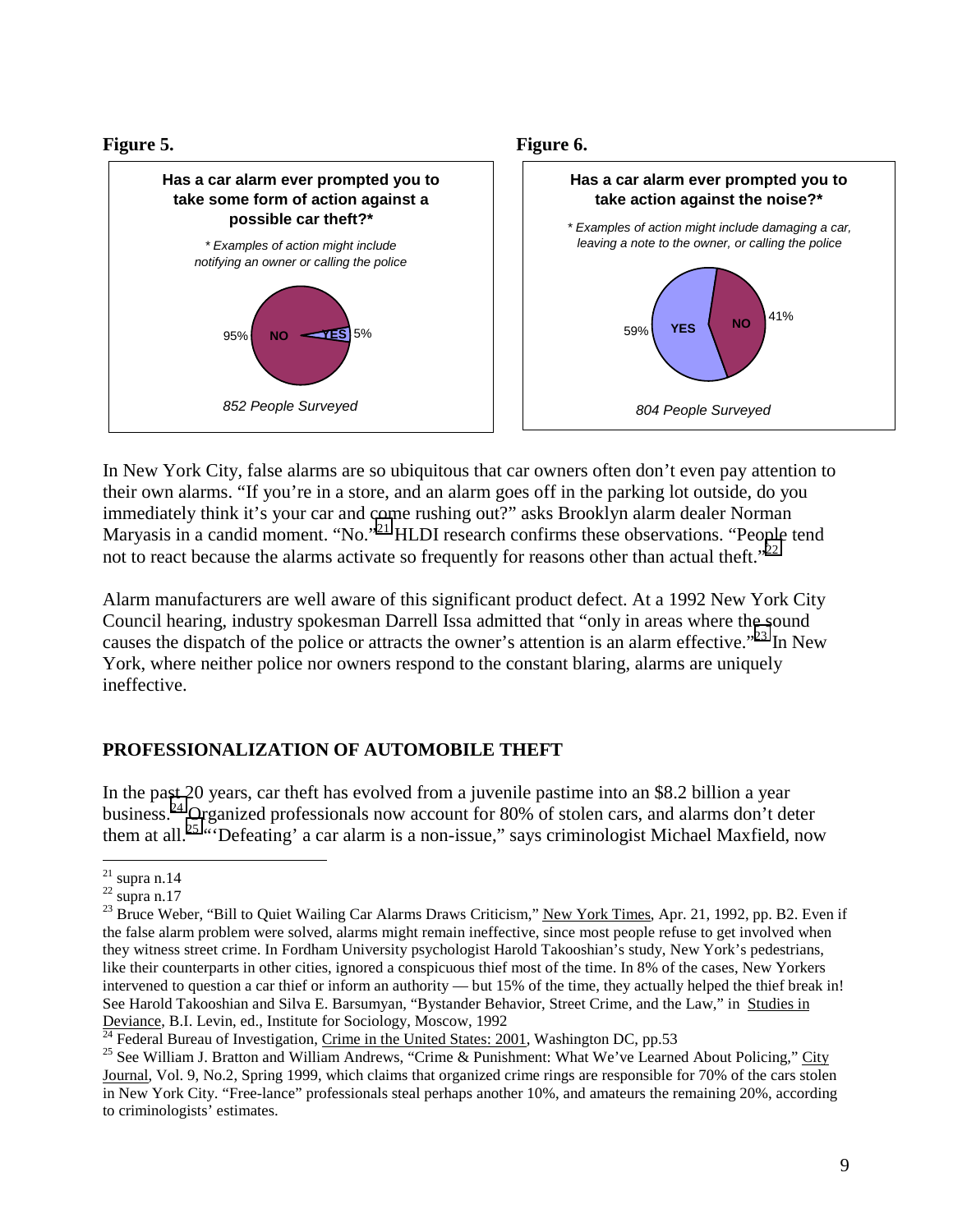**Figure 5.**

**Has a car alarm ever prompted you to take some form of action against a possible car theft?***

*\* Examples of action might include notifying an owner or calling the police*

NO 95% | YES 5%

*852 People Surveyed*

**Figure 6.**

**Has a car alarm ever prompted you to take action against the noise?***

*\* Examples of action might include damaging a car, leaving a note to the owner, or calling the police*

YES 59% | NO 41%

*804 People Surveyed*

In New York City, false alarms are so ubiquitous that car owners often don't even pay attention to their own alarms. "If you're in a store, and an alarm goes off in the parking lot outside, do you immediately think it's your car and come rushing out?" asks Brooklyn alarm dealer Norman Maryasis in a candid moment. "No."[21] HLDI research confirms these observations. "People tend not to react because the alarms activate so frequently for reasons other than actual theft."[22]

Alarm manufacturers are well aware of this significant product defect. At a 1992 New York City Council hearing, industry spokesman Darrell Issa admitted that "only in areas where the sound causes the dispatch of the police or attracts the owner's attention is an alarm effective."[23] In New York, where neither police nor owners respond to the constant blaring, alarms are uniquely ineffective.

## PROFESSIONALIZATION OF AUTOMOBILE THEFT

In the past 20 years, car theft has evolved from a juvenile pastime into an $8.2 billion a year business.[24] Organized professionals now account for 80% of stolen cars, and alarms don't deter them at all.[25] "'Defeating' a car alarm is a non-issue," says criminologist Michael Maxfield, now

---

[21] supra n.14

[22] supra n.17

[23] Bruce Weber, "Bill to Quiet Wailing Car Alarms Draws Criticism," New York Times, Apr. 21, 1992, pp. B2. Even if the false alarm problem were solved, alarms might remain ineffective, since most people refuse to get involved when they witness street crime. In Fordham University psychologist Harold Takooshian's study, New York's pedestrians, like their counterparts in other cities, ignored a conspicuous thief most of the time. In 8% of the cases, New Yorkers intervened to question a car thief or inform an authority — but 15% of the time, they actually helped the thief break in! See Harold Takooshian and Silva E. Barsumyan, "Bystander Behavior, Street Crime, and the Law," in Studies in Deviance, B.I. Levin, ed., Institute for Sociology, Moscow, 1992

[24] Federal Bureau of Investigation, Crime in the United States: 2001, Washington DC, pp.53

[25] See William J. Bratton and William Andrews, "Crime & Punishment: What We've Learned About Policing," City Journal, Vol. 9, No.2, Spring 1999, which claims that organized crime rings are responsible for 70% of the cars stolen in New York City. "Free-lance" professionals steal perhaps another 10%, and amateurs the remaining 20%, according to criminologists' estimates.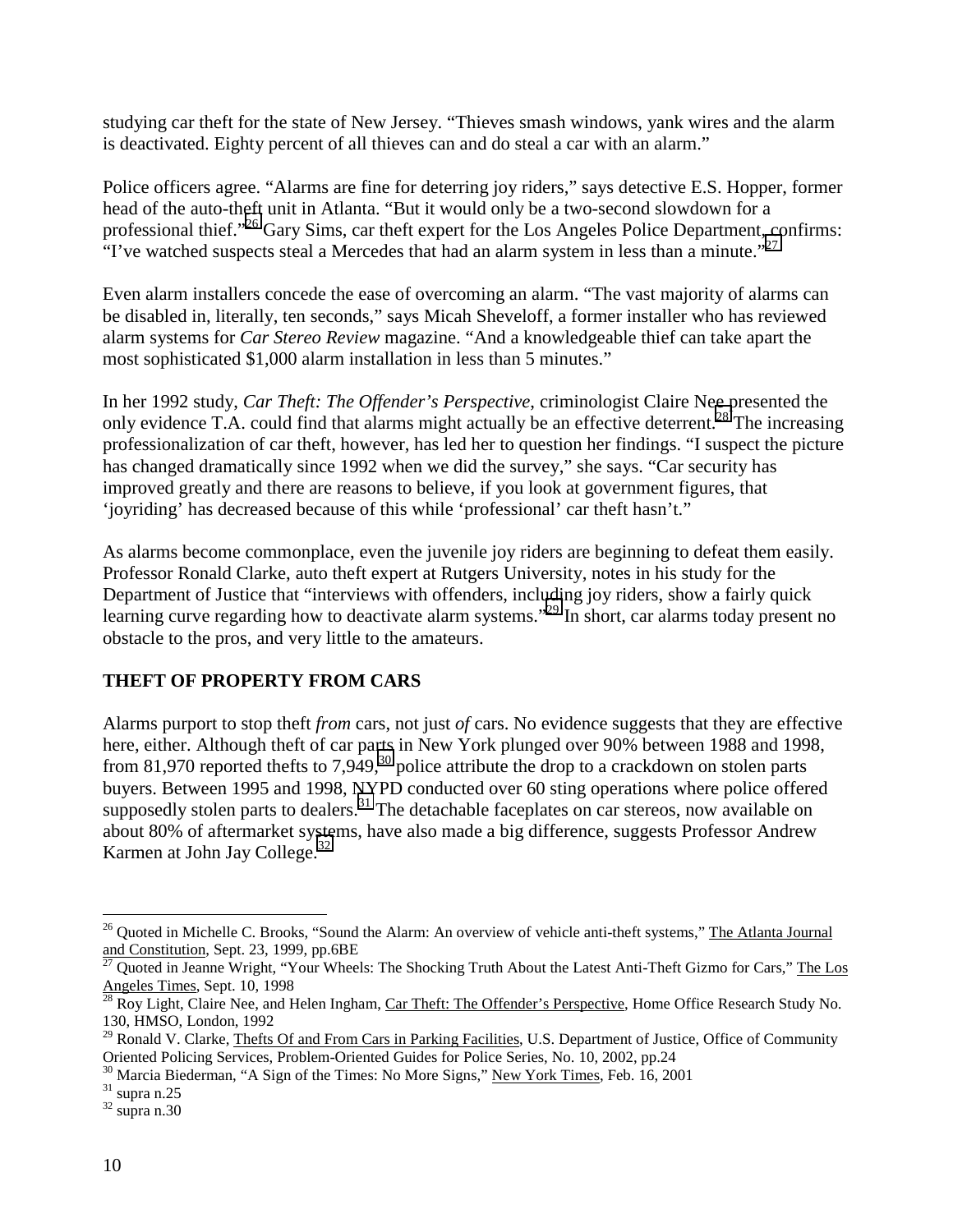studying car theft for the state of New Jersey. "Thieves smash windows, yank wires and the alarm is deactivated. Eighty percent of all thieves can and do steal a car with an alarm."

Police officers agree. "Alarms are fine for deterring joy riders," says detective E.S. Hopper, former head of the auto-theft unit in Atlanta. "But it would only be a two-second slowdown for a professional thief."[26] Gary Sims, car theft expert for the Los Angeles Police Department, confirms: "I've watched suspects steal a Mercedes that had an alarm system in less than a minute."[27]

Even alarm installers concede the ease of overcoming an alarm. "The vast majority of alarms can be disabled in, literally, ten seconds," says Micah Sheveloff, a former installer who has reviewed alarm systems for *Car Stereo Review* magazine. "And a knowledgeable thief can take apart the most sophisticated $1,000 alarm installation in less than 5 minutes."

In her 1992 study, *Car Theft: The Offender's Perspective*, criminologist Claire Nee presented the only evidence T.A. could find that alarms might actually be an effective deterrent.[28] The increasing professionalization of car theft, however, has led her to question her findings. "I suspect the picture has changed dramatically since 1992 when we did the survey," she says. "Car security has improved greatly and there are reasons to believe, if you look at government figures, that 'joyriding' has decreased because of this while 'professional' car theft hasn't."

As alarms become commonplace, even the juvenile joy riders are beginning to defeat them easily. Professor Ronald Clarke, auto theft expert at Rutgers University, notes in his study for the Department of Justice that "interviews with offenders, including joy riders, show a fairly quick learning curve regarding how to deactivate alarm systems."[29] In short, car alarms today present no obstacle to the pros, and very little to the amateurs.

**THEFT OF PROPERTY FROM CARS**

Alarms purport to stop theft *from* cars, not just *of* cars. No evidence suggests that they are effective here, either. Although theft of car parts in New York plunged over 90% between 1988 and 1998, from 81,970 reported thefts to 7,949,[30] police attribute the drop to a crackdown on stolen parts buyers. Between 1995 and 1998, NYPD conducted over 60 sting operations where police offered supposedly stolen parts to dealers.[31] The detachable faceplates on car stereos, now available on about 80% of aftermarket systems, have also made a big difference, suggests Professor Andrew Karmen at John Jay College.[32]

---

[26] Quoted in Michelle C. Brooks, "Sound the Alarm: An overview of vehicle anti-theft systems," The Atlanta Journal and Constitution, Sept. 23, 1999, pp.6BE

[27] Quoted in Jeanne Wright, "Your Wheels: The Shocking Truth About the Latest Anti-Theft Gizmo for Cars," The Los Angeles Times, Sept. 10, 1998

[28] Roy Light, Claire Nee, and Helen Ingham, Car Theft: The Offender's Perspective, Home Office Research Study No. 130, HMSO, London, 1992

[29] Ronald V. Clarke, Thefts Of and From Cars in Parking Facilities, U.S. Department of Justice, Office of Community Oriented Policing Services, Problem-Oriented Guides for Police Series, No. 10, 2002, pp.24

[30] Marcia Biederman, "A Sign of the Times: No More Signs," New York Times, Feb. 16, 2001

[31] supra n.25

[32] supra n.30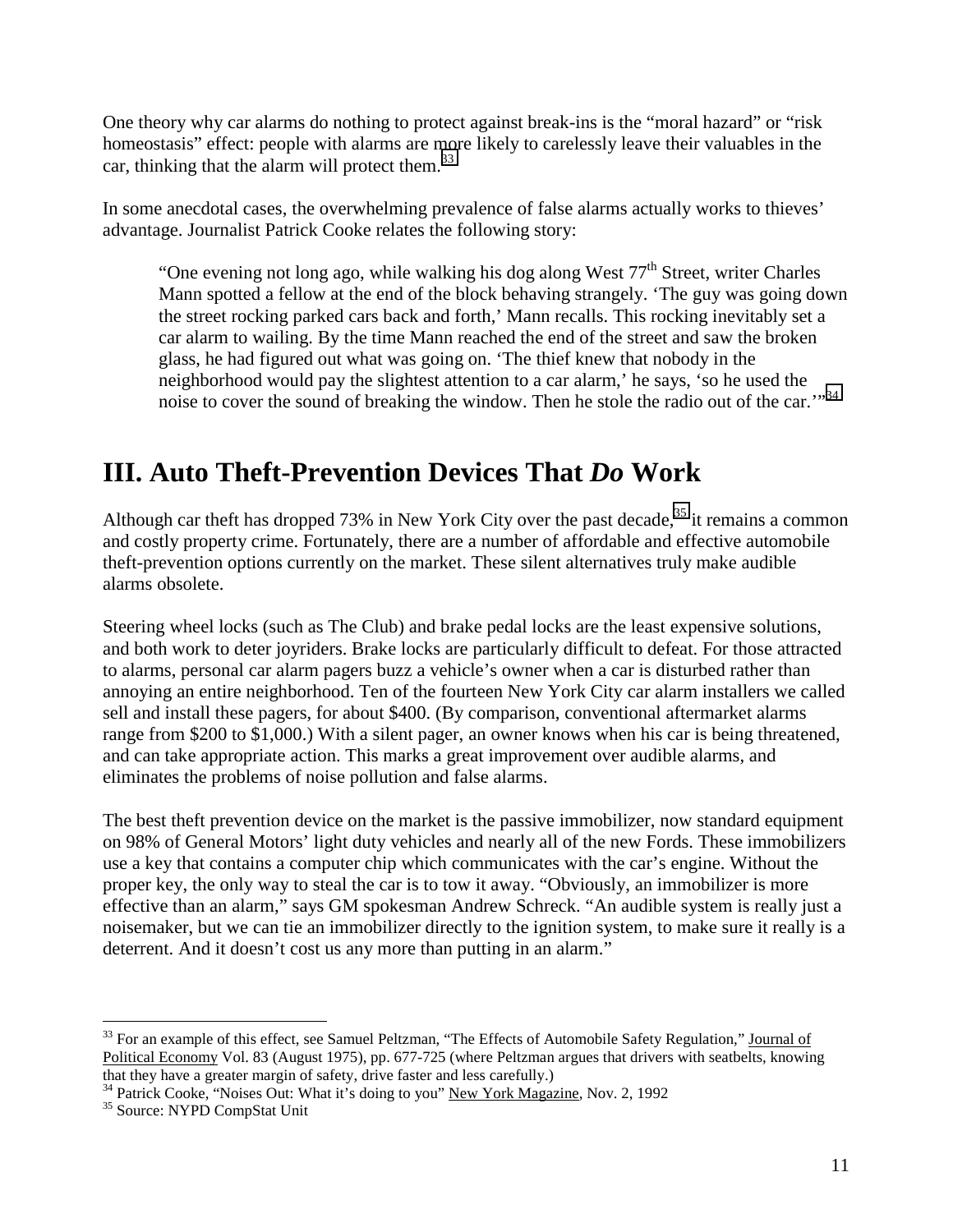One theory why car alarms do nothing to protect against break-ins is the "moral hazard" or "risk homeostasis" effect: people with alarms are more likely to carelessly leave their valuables in the car, thinking that the alarm will protect them.[33]

In some anecdotal cases, the overwhelming prevalence of false alarms actually works to thieves' advantage. Journalist Patrick Cooke relates the following story:

> "One evening not long ago, while walking his dog along West 77th Street, writer Charles Mann spotted a fellow at the end of the block behaving strangely. 'The guy was going down the street rocking parked cars back and forth,' Mann recalls. This rocking inevitably set a car alarm to wailing. By the time Mann reached the end of the street and saw the broken glass, he had figured out what was going on. 'The thief knew that nobody in the neighborhood would pay the slightest attention to a car alarm,' he says, 'so he used the noise to cover the sound of breaking the window. Then he stole the radio out of the car.'"[34]

## III. Auto Theft-Prevention Devices That *Do* Work

Although car theft has dropped 73% in New York City over the past decade,[35] it remains a common and costly property crime. Fortunately, there are a number of affordable and effective automobile theft-prevention options currently on the market. These silent alternatives truly make audible alarms obsolete.

Steering wheel locks (such as The Club) and brake pedal locks are the least expensive solutions, and both work to deter joyriders. Brake locks are particularly difficult to defeat. For those attracted to alarms, personal car alarm pagers buzz a vehicle's owner when a car is disturbed rather than annoying an entire neighborhood. Ten of the fourteen New York City car alarm installers we called sell and install these pagers, for about $400. (By comparison, conventional aftermarket alarms range from $200 to $1,000.) With a silent pager, an owner knows when his car is being threatened, and can take appropriate action. This marks a great improvement over audible alarms, and eliminates the problems of noise pollution and false alarms.

The best theft prevention device on the market is the passive immobilizer, now standard equipment on 98% of General Motors' light duty vehicles and nearly all of the new Fords. These immobilizers use a key that contains a computer chip which communicates with the car's engine. Without the proper key, the only way to steal the car is to tow it away. "Obviously, an immobilizer is more effective than an alarm," says GM spokesman Andrew Schreck. "An audible system is really just a noisemaker, but we can tie an immobilizer directly to the ignition system, to make sure it really is a deterrent. And it doesn't cost us any more than putting in an alarm."

---

[33] For an example of this effect, see Samuel Peltzman, "The Effects of Automobile Safety Regulation," Journal of Political Economy Vol. 83 (August 1975), pp. 677-725 (where Peltzman argues that drivers with seatbelts, knowing that they have a greater margin of safety, drive faster and less carefully.)

[34] Patrick Cooke, "Noises Out: What it's doing to you" New York Magazine, Nov. 2, 1992

[35] Source: NYPD CompStat Unit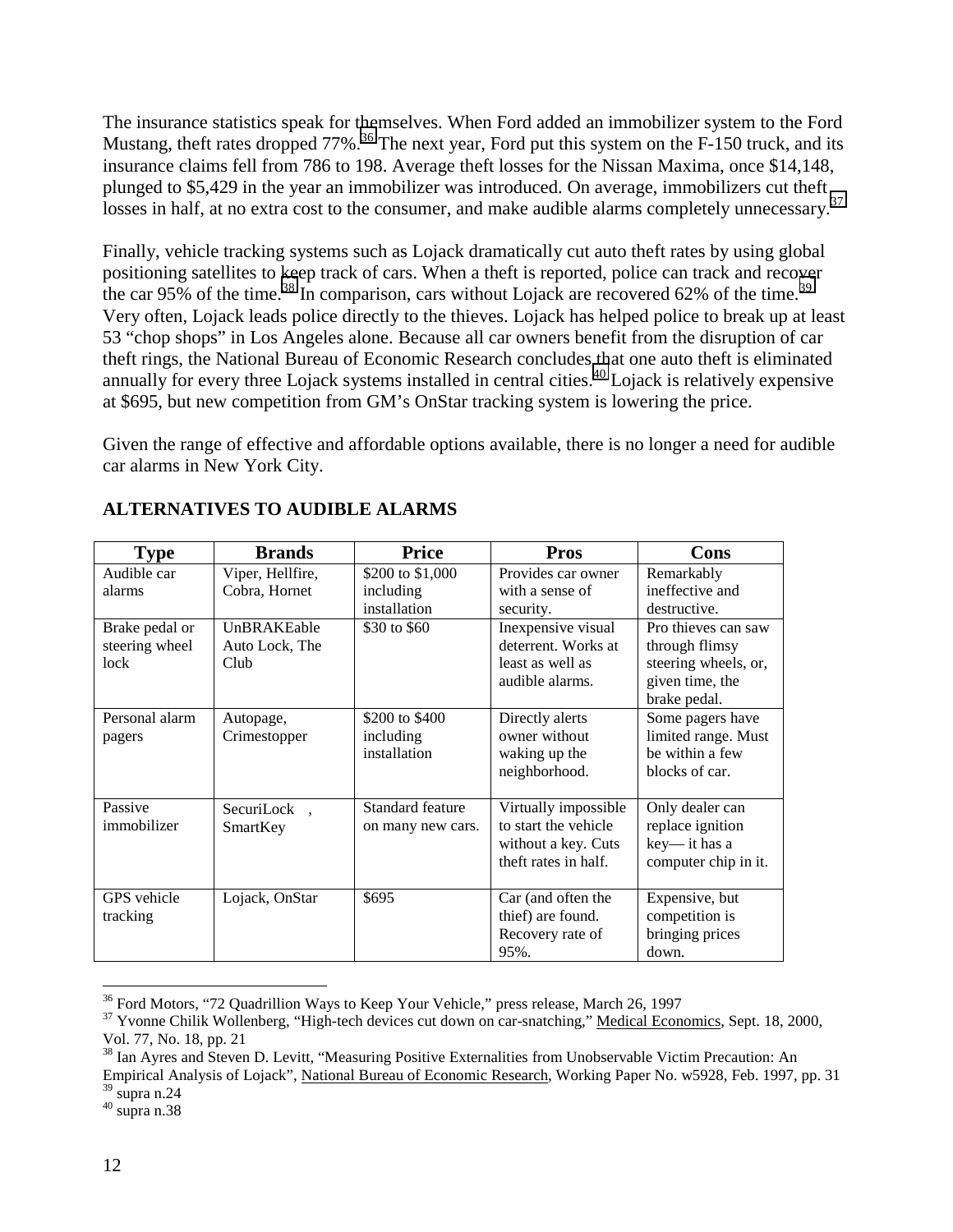The insurance statistics speak for themselves. When Ford added an immobilizer system to the Ford Mustang, theft rates dropped 77%.[36] The next year, Ford put this system on the F-150 truck, and its insurance claims fell from 786 to 198. Average theft losses for the Nissan Maxima, once $14,148, plunged to $5,429 in the year an immobilizer was introduced. On average, immobilizers cut theft losses in half, at no extra cost to the consumer, and make audible alarms completely unnecessary.[37]

Finally, vehicle tracking systems such as Lojack dramatically cut auto theft rates by using global positioning satellites to keep track of cars. When a theft is reported, police can track and recover the car 95% of the time.[38] In comparison, cars without Lojack are recovered 62% of the time.[39] Very often, Lojack leads police directly to the thieves. Lojack has helped police to break up at least 53 "chop shops" in Los Angeles alone. Because all car owners benefit from the disruption of car theft rings, the National Bureau of Economic Research concludes that one auto theft is eliminated annually for every three Lojack systems installed in central cities.[40] Lojack is relatively expensive at $695, but new competition from GM's OnStar tracking system is lowering the price.

Given the range of effective and affordable options available, there is no longer a need for audible car alarms in New York City.

**ALTERNATIVES TO AUDIBLE ALARMS**

| Type | Brands | Price | Pros | Cons |
|---|---|---|---|---|
| Audible car alarms | Viper, Hellfire, Cobra, Hornet | $200 to $1,000 including installation | Provides car owner with a sense of security. | Remarkably ineffective and destructive. |
| Brake pedal or steering wheel lock | UnBRAKEable Auto Lock, The Club | $30 to $60 | Inexpensive visual deterrent. Works at least as well as audible alarms. | Pro thieves can saw through flimsy steering wheels, or, given time, the brake pedal. |
| Personal alarm pagers | Autopage, Crimestopper | $200 to $400 including installation | Directly alerts owner without waking up the neighborhood. | Some pagers have limited range. Must be within a few blocks of car. |
| Passive immobilizer | SecuriLock , SmartKey | Standard feature on many new cars. | Virtually impossible to start the vehicle without a key. Cuts theft rates in half. | Only dealer can replace ignition key— it has a computer chip in it. |
| GPS vehicle tracking | Lojack, OnStar | $695 | Car (and often the thief) are found. Recovery rate of 95%. | Expensive, but competition is bringing prices down. |

---

[36] Ford Motors, "72 Quadrillion Ways to Keep Your Vehicle," press release, March 26, 1997

[37] Yvonne Chilik Wollenberg, "High-tech devices cut down on car-snatching," Medical Economics, Sept. 18, 2000, Vol. 77, No. 18, pp. 21

[38] Ian Ayres and Steven D. Levitt, "Measuring Positive Externalities from Unobservable Victim Precaution: An Empirical Analysis of Lojack", National Bureau of Economic Research, Working Paper No. w5928, Feb. 1997, pp. 31

[39] supra n.24

[40] supra n.38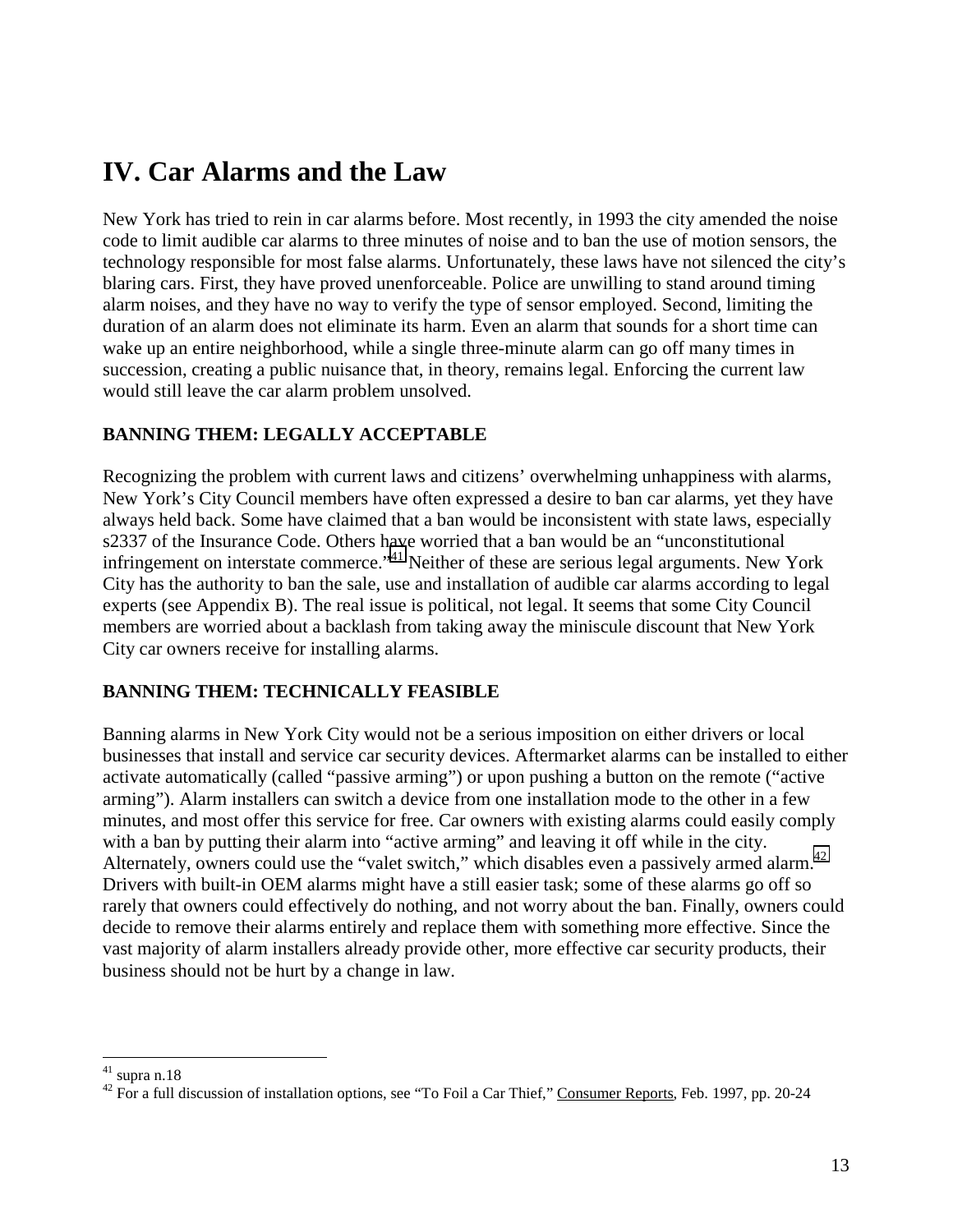# IV. Car Alarms and the Law

New York has tried to rein in car alarms before. Most recently, in 1993 the city amended the noise code to limit audible car alarms to three minutes of noise and to ban the use of motion sensors, the technology responsible for most false alarms. Unfortunately, these laws have not silenced the city's blaring cars. First, they have proved unenforceable. Police are unwilling to stand around timing alarm noises, and they have no way to verify the type of sensor employed. Second, limiting the duration of an alarm does not eliminate its harm. Even an alarm that sounds for a short time can wake up an entire neighborhood, while a single three-minute alarm can go off many times in succession, creating a public nuisance that, in theory, remains legal. Enforcing the current law would still leave the car alarm problem unsolved.

**BANNING THEM: LEGALLY ACCEPTABLE**

Recognizing the problem with current laws and citizens' overwhelming unhappiness with alarms, New York's City Council members have often expressed a desire to ban car alarms, yet they have always held back. Some have claimed that a ban would be inconsistent with state laws, especially s2337 of the Insurance Code. Others have worried that a ban would be an "unconstitutional infringement on interstate commerce."[41] Neither of these are serious legal arguments. New York City has the authority to ban the sale, use and installation of audible car alarms according to legal experts (see Appendix B). The real issue is political, not legal. It seems that some City Council members are worried about a backlash from taking away the miniscule discount that New York City car owners receive for installing alarms.

**BANNING THEM: TECHNICALLY FEASIBLE**

Banning alarms in New York City would not be a serious imposition on either drivers or local businesses that install and service car security devices. Aftermarket alarms can be installed to either activate automatically (called "passive arming") or upon pushing a button on the remote ("active arming"). Alarm installers can switch a device from one installation mode to the other in a few minutes, and most offer this service for free. Car owners with existing alarms could easily comply with a ban by putting their alarm into "active arming" and leaving it off while in the city. Alternately, owners could use the "valet switch," which disables even a passively armed alarm.[42] Drivers with built-in OEM alarms might have a still easier task; some of these alarms go off so rarely that owners could effectively do nothing, and not worry about the ban. Finally, owners could decide to remove their alarms entirely and replace them with something more effective. Since the vast majority of alarm installers already provide other, more effective car security products, their business should not be hurt by a change in law.

---

[41] supra n.18

[42] For a full discussion of installation options, see "To Foil a Car Thief," Consumer Reports, Feb. 1997, pp. 20-24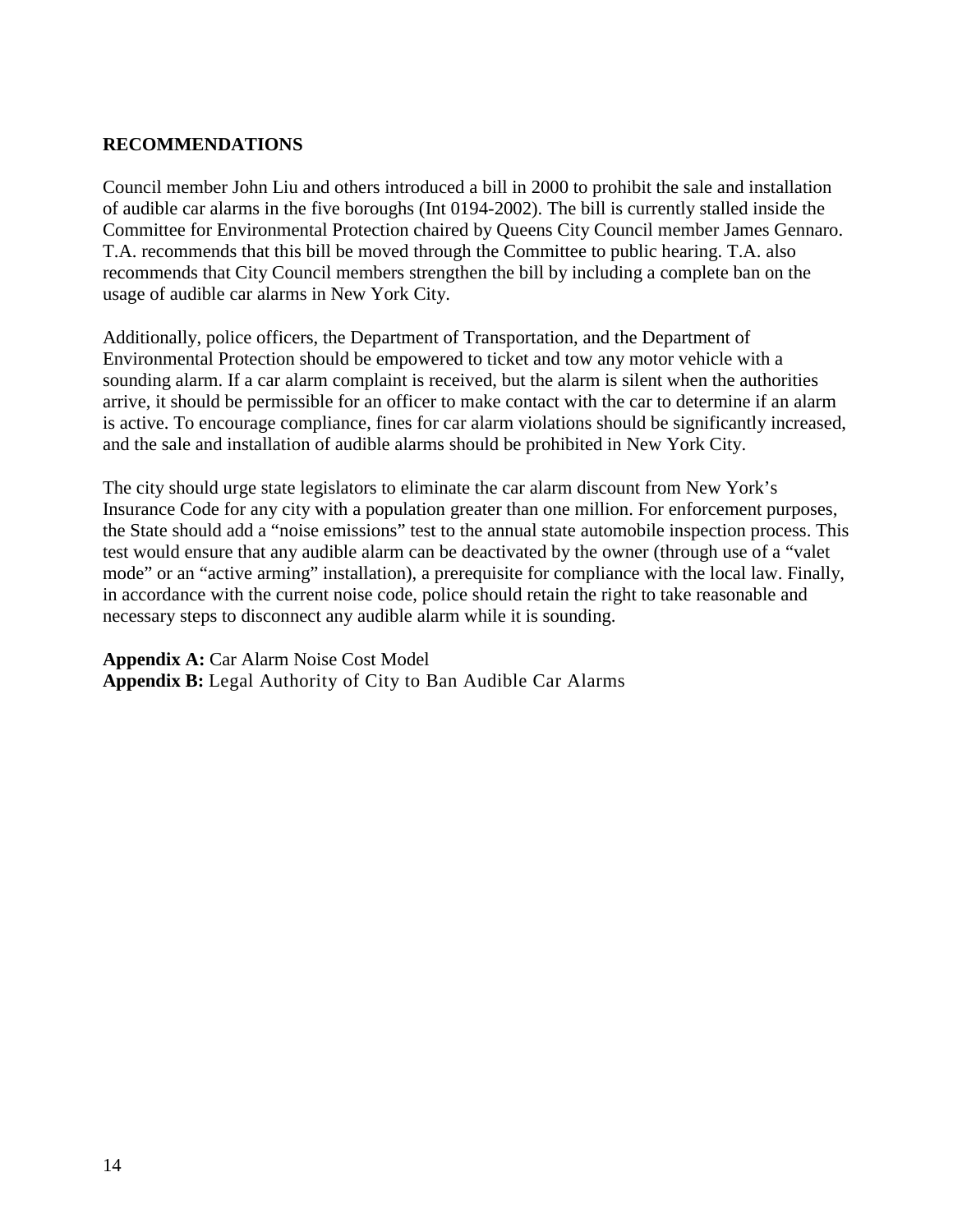## RECOMMENDATIONS

Council member John Liu and others introduced a bill in 2000 to prohibit the sale and installation of audible car alarms in the five boroughs (Int 0194-2002). The bill is currently stalled inside the Committee for Environmental Protection chaired by Queens City Council member James Gennaro. T.A. recommends that this bill be moved through the Committee to public hearing. T.A. also recommends that City Council members strengthen the bill by including a complete ban on the usage of audible car alarms in New York City.

Additionally, police officers, the Department of Transportation, and the Department of Environmental Protection should be empowered to ticket and tow any motor vehicle with a sounding alarm. If a car alarm complaint is received, but the alarm is silent when the authorities arrive, it should be permissible for an officer to make contact with the car to determine if an alarm is active. To encourage compliance, fines for car alarm violations should be significantly increased, and the sale and installation of audible alarms should be prohibited in New York City.

The city should urge state legislators to eliminate the car alarm discount from New York's Insurance Code for any city with a population greater than one million. For enforcement purposes, the State should add a "noise emissions" test to the annual state automobile inspection process. This test would ensure that any audible alarm can be deactivated by the owner (through use of a "valet mode" or an "active arming" installation), a prerequisite for compliance with the local law. Finally, in accordance with the current noise code, police should retain the right to take reasonable and necessary steps to disconnect any audible alarm while it is sounding.

**Appendix A:** Car Alarm Noise Cost Model
**Appendix B:** Legal Authority of City to Ban Audible Car Alarms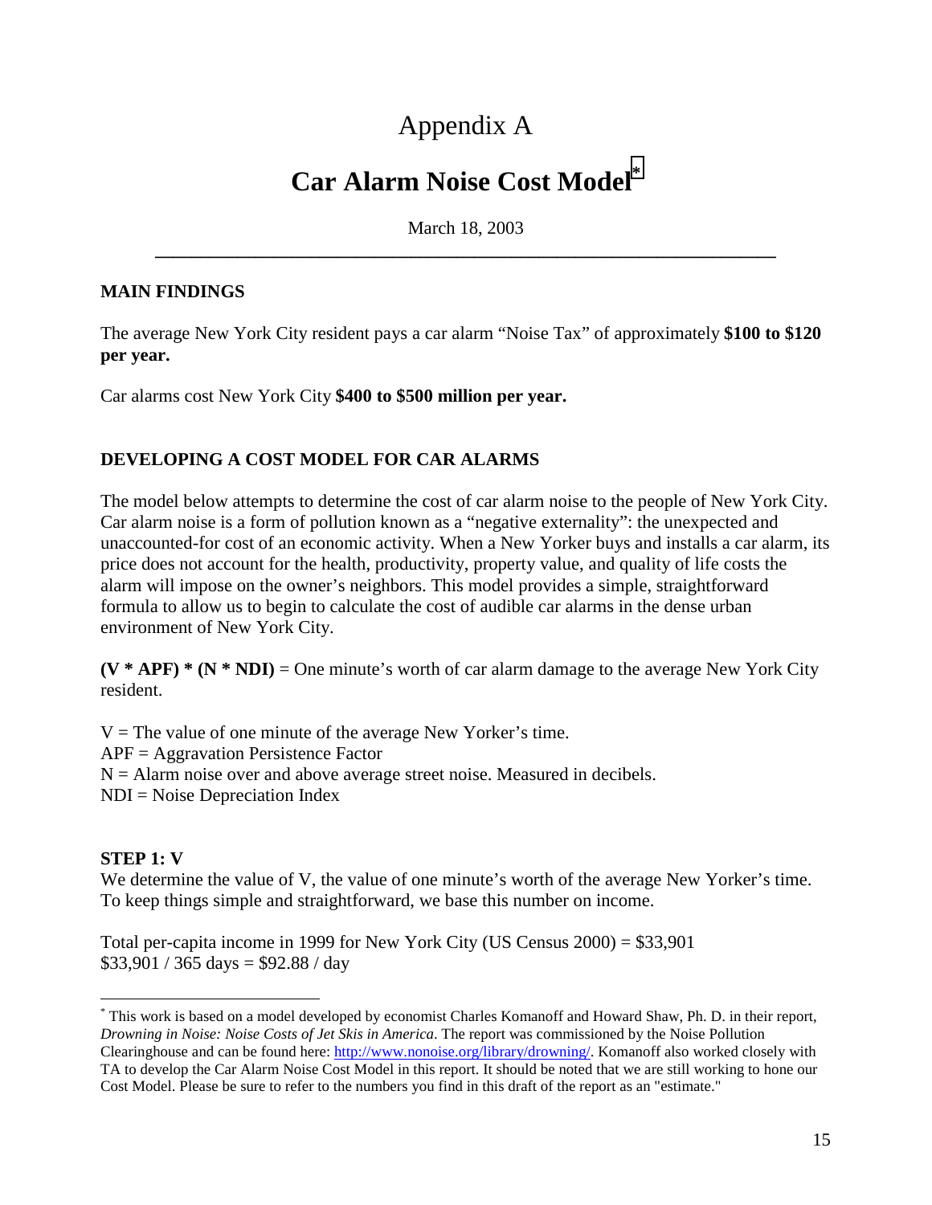# Appendix A

## Car Alarm Noise Cost Model[*]

March 18, 2003

---

**MAIN FINDINGS**

The average New York City resident pays a car alarm "Noise Tax" of approximately **$100 to $120 per year.**

Car alarms cost New York City **$400 to $500 million per year.**

**DEVELOPING A COST MODEL FOR CAR ALARMS**

The model below attempts to determine the cost of car alarm noise to the people of New York City. Car alarm noise is a form of pollution known as a "negative externality": the unexpected and unaccounted-for cost of an economic activity. When a New Yorker buys and installs a car alarm, its price does not account for the health, productivity, property value, and quality of life costs the alarm will impose on the owner's neighbors. This model provides a simple, straightforward formula to allow us to begin to calculate the cost of audible car alarms in the dense urban environment of New York City.

**(V * APF) * (N * NDI)** = One minute's worth of car alarm damage to the average New York City resident.

V = The value of one minute of the average New Yorker's time.
APF = Aggravation Persistence Factor
N = Alarm noise over and above average street noise. Measured in decibels.
NDI = Noise Depreciation Index

**STEP 1: V**
We determine the value of V, the value of one minute's worth of the average New Yorker's time. To keep things simple and straightforward, we base this number on income.

Total per-capita income in 1999 for New York City (US Census 2000) = $33,901
$33,901 / 365 days = $92.88 / day

---

[*] This work is based on a model developed by economist Charles Komanoff and Howard Shaw, Ph. D. in their report, *Drowning in Noise: Noise Costs of Jet Skis in America*. The report was commissioned by the Noise Pollution Clearinghouse and can be found here: http://www.nonoise.org/library/drowning/. Komanoff also worked closely with TA to develop the Car Alarm Noise Cost Model in this report. It should be noted that we are still working to hone our Cost Model. Please be sure to refer to the numbers you find in this draft of the report as an "estimate."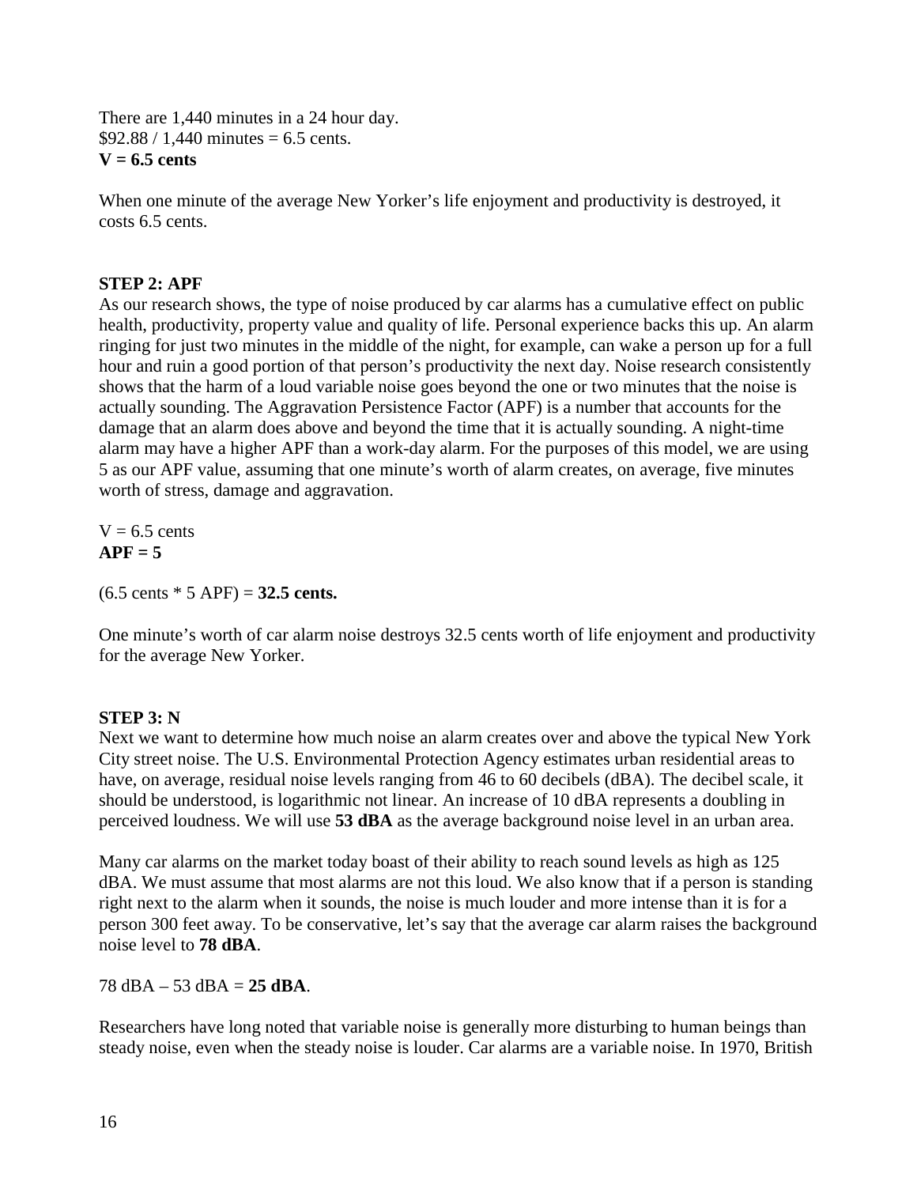There are 1,440 minutes in a 24 hour day.
$92.88 / 1,440 minutes = 6.5 cents.
**V = 6.5 cents**

When one minute of the average New Yorker's life enjoyment and productivity is destroyed, it costs 6.5 cents.

### STEP 2: APF

As our research shows, the type of noise produced by car alarms has a cumulative effect on public health, productivity, property value and quality of life. Personal experience backs this up. An alarm ringing for just two minutes in the middle of the night, for example, can wake a person up for a full hour and ruin a good portion of that person's productivity the next day. Noise research consistently shows that the harm of a loud variable noise goes beyond the one or two minutes that the noise is actually sounding. The Aggravation Persistence Factor (APF) is a number that accounts for the damage that an alarm does above and beyond the time that it is actually sounding. A night-time alarm may have a higher APF than a work-day alarm. For the purposes of this model, we are using 5 as our APF value, assuming that one minute's worth of alarm creates, on average, five minutes worth of stress, damage and aggravation.

V = 6.5 cents
**APF = 5**

(6.5 cents * 5 APF) = **32.5 cents.**

One minute's worth of car alarm noise destroys 32.5 cents worth of life enjoyment and productivity for the average New Yorker.

### STEP 3: N

Next we want to determine how much noise an alarm creates over and above the typical New York City street noise. The U.S. Environmental Protection Agency estimates urban residential areas to have, on average, residual noise levels ranging from 46 to 60 decibels (dBA). The decibel scale, it should be understood, is logarithmic not linear. An increase of 10 dBA represents a doubling in perceived loudness. We will use **53 dBA** as the average background noise level in an urban area.

Many car alarms on the market today boast of their ability to reach sound levels as high as 125 dBA. We must assume that most alarms are not this loud. We also know that if a person is standing right next to the alarm when it sounds, the noise is much louder and more intense than it is for a person 300 feet away. To be conservative, let's say that the average car alarm raises the background noise level to **78 dBA**.

78 dBA – 53 dBA = **25 dBA**.

Researchers have long noted that variable noise is generally more disturbing to human beings than steady noise, even when the steady noise is louder. Car alarms are a variable noise. In 1970, British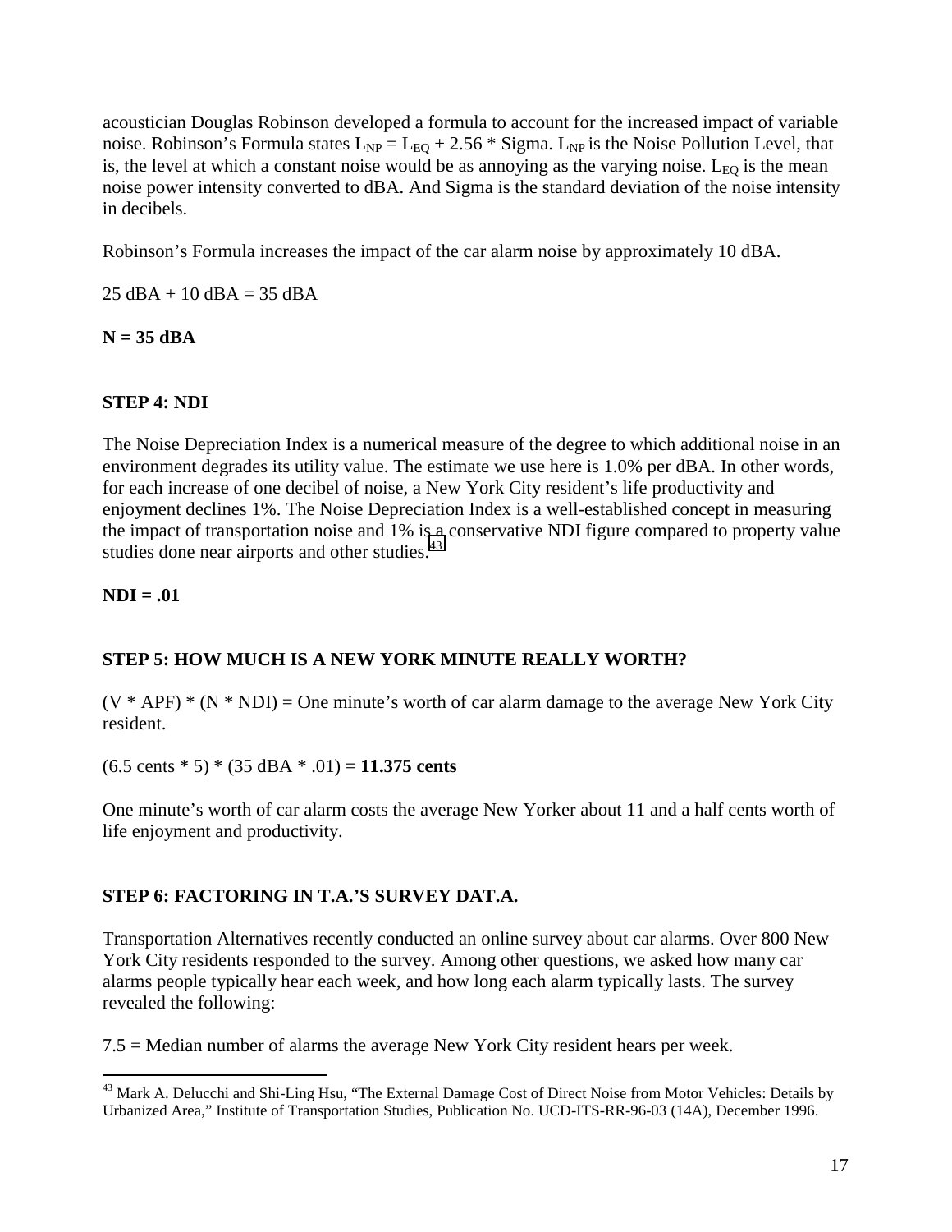acoustician Douglas Robinson developed a formula to account for the increased impact of variable noise. Robinson's Formula states $L_{NP} = L_{EQ} + 2.56 * \text{Sigma}$. $L_{NP}$ is the Noise Pollution Level, that is, the level at which a constant noise would be as annoying as the varying noise. $L_{EQ}$ is the mean noise power intensity converted to dBA. And Sigma is the standard deviation of the noise intensity in decibels.

Robinson's Formula increases the impact of the car alarm noise by approximately 10 dBA.

25 dBA + 10 dBA = 35 dBA

**N = 35 dBA**

**STEP 4: NDI**

The Noise Depreciation Index is a numerical measure of the degree to which additional noise in an environment degrades its utility value. The estimate we use here is 1.0% per dBA. In other words, for each increase of one decibel of noise, a New York City resident's life productivity and enjoyment declines 1%. The Noise Depreciation Index is a well-established concept in measuring the impact of transportation noise and 1% is a conservative NDI figure compared to property value studies done near airports and other studies.[43]

**NDI = .01**

**STEP 5: HOW MUCH IS A NEW YORK MINUTE REALLY WORTH?**

(V * APF) * (N * NDI) = One minute's worth of car alarm damage to the average New York City resident.

(6.5 cents * 5) * (35 dBA * .01) = **11.375 cents**

One minute's worth of car alarm costs the average New Yorker about 11 and a half cents worth of life enjoyment and productivity.

**STEP 6: FACTORING IN T.A.'S SURVEY DAT.A.**

Transportation Alternatives recently conducted an online survey about car alarms. Over 800 New York City residents responded to the survey. Among other questions, we asked how many car alarms people typically hear each week, and how long each alarm typically lasts. The survey revealed the following:

7.5 = Median number of alarms the average New York City resident hears per week.

---

[43] Mark A. Delucchi and Shi-Ling Hsu, "The External Damage Cost of Direct Noise from Motor Vehicles: Details by Urbanized Area," Institute of Transportation Studies, Publication No. UCD-ITS-RR-96-03 (14A), December 1996.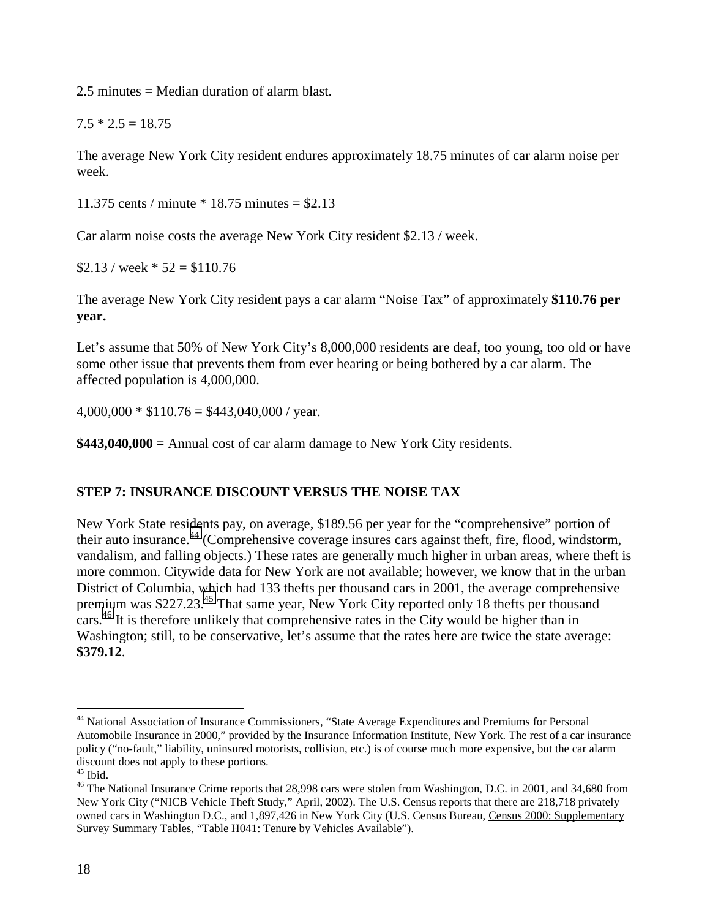2.5 minutes = Median duration of alarm blast.

7.5 * 2.5 = 18.75

The average New York City resident endures approximately 18.75 minutes of car alarm noise per week.

11.375 cents / minute * 18.75 minutes = $2.13

Car alarm noise costs the average New York City resident $2.13 / week.

$2.13 / week * 52 = $110.76

The average New York City resident pays a car alarm "Noise Tax" of approximately **$110.76 per year.**

Let's assume that 50% of New York City's 8,000,000 residents are deaf, too young, too old or have some other issue that prevents them from ever hearing or being bothered by a car alarm. The affected population is 4,000,000.

4,000,000 * $110.76 = $443,040,000 / year.

**$443,040,000 =** Annual cost of car alarm damage to New York City residents.

### STEP 7: INSURANCE DISCOUNT VERSUS THE NOISE TAX

New York State residents pay, on average, $189.56 per year for the "comprehensive" portion of their auto insurance.[44] (Comprehensive coverage insures cars against theft, fire, flood, windstorm, vandalism, and falling objects.) These rates are generally much higher in urban areas, where theft is more common. Citywide data for New York are not available; however, we know that in the urban District of Columbia, which had 133 thefts per thousand cars in 2001, the average comprehensive premium was $227.23.[45] That same year, New York City reported only 18 thefts per thousand cars.[46] It is therefore unlikely that comprehensive rates in the City would be higher than in Washington; still, to be conservative, let's assume that the rates here are twice the state average: **$379.12**.

---

[44] National Association of Insurance Commissioners, "State Average Expenditures and Premiums for Personal Automobile Insurance in 2000," provided by the Insurance Information Institute, New York. The rest of a car insurance policy ("no-fault," liability, uninsured motorists, collision, etc.) is of course much more expensive, but the car alarm discount does not apply to these portions.

[45] Ibid.

[46] The National Insurance Crime reports that 28,998 cars were stolen from Washington, D.C. in 2001, and 34,680 from New York City ("NICB Vehicle Theft Study," April, 2002). The U.S. Census reports that there are 218,718 privately owned cars in Washington D.C., and 1,897,426 in New York City (U.S. Census Bureau, Census 2000: Supplementary Survey Summary Tables, "Table H041: Tenure by Vehicles Available").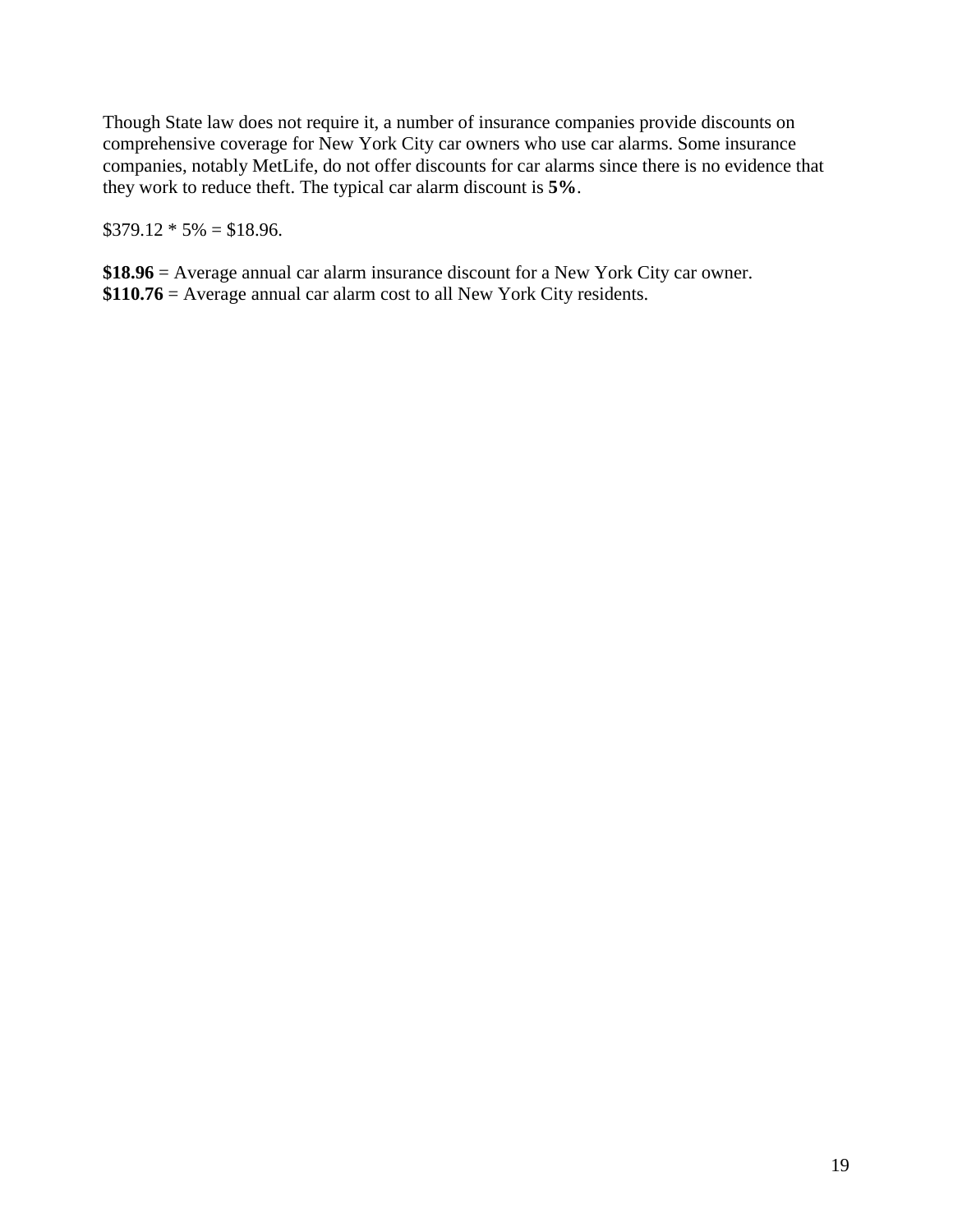Though State law does not require it, a number of insurance companies provide discounts on comprehensive coverage for New York City car owners who use car alarms. Some insurance companies, notably MetLife, do not offer discounts for car alarms since there is no evidence that they work to reduce theft. The typical car alarm discount is **5%**.

$379.12 * 5% = $18.96.

**$18.96** = Average annual car alarm insurance discount for a New York City car owner.
**$110.76** = Average annual car alarm cost to all New York City residents.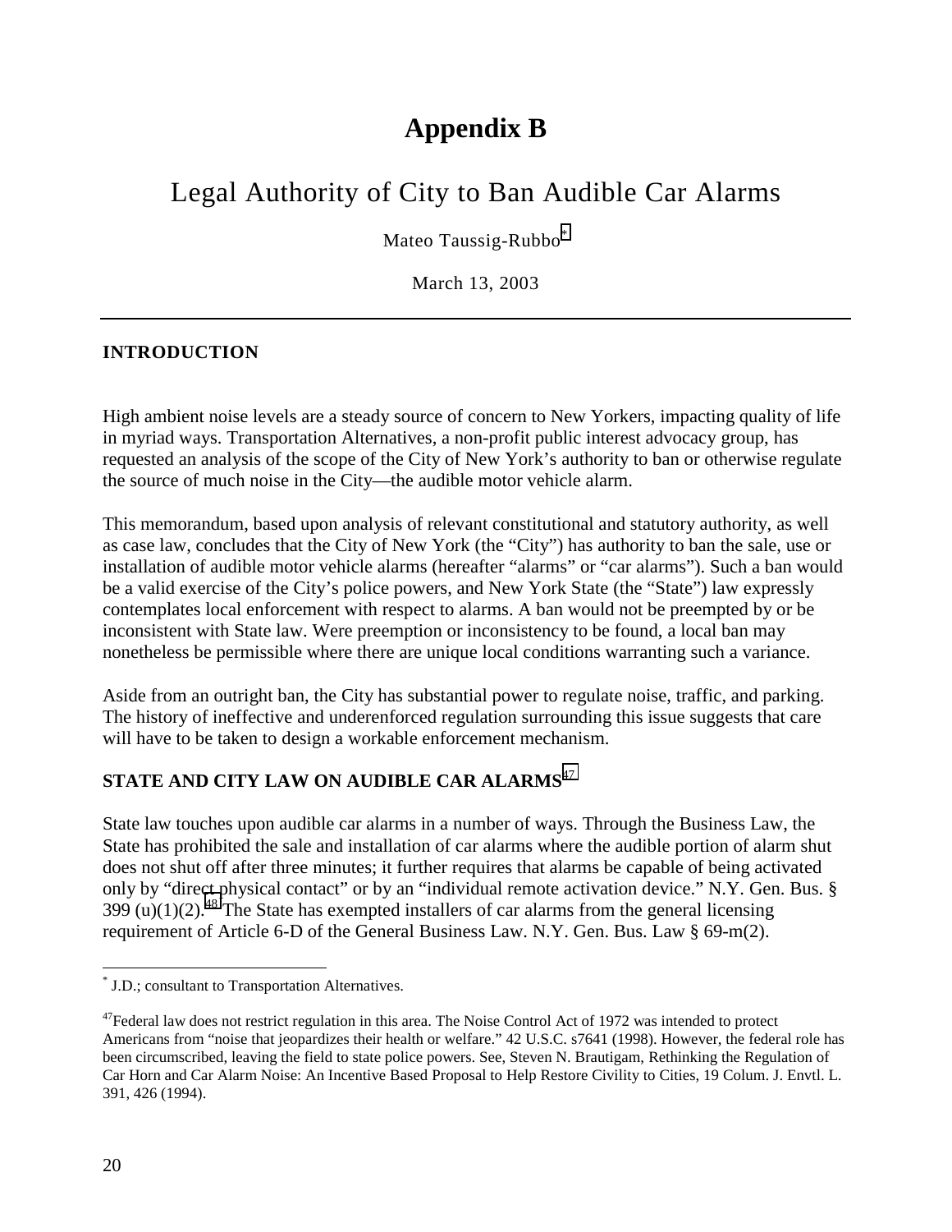# Appendix B

## Legal Authority of City to Ban Audible Car Alarms

Mateo Taussig-Rubbo[*]

March 13, 2003

---

### INTRODUCTION

High ambient noise levels are a steady source of concern to New Yorkers, impacting quality of life in myriad ways. Transportation Alternatives, a non-profit public interest advocacy group, has requested an analysis of the scope of the City of New York's authority to ban or otherwise regulate the source of much noise in the City—the audible motor vehicle alarm.

This memorandum, based upon analysis of relevant constitutional and statutory authority, as well as case law, concludes that the City of New York (the "City") has authority to ban the sale, use or installation of audible motor vehicle alarms (hereafter "alarms" or "car alarms"). Such a ban would be a valid exercise of the City's police powers, and New York State (the "State") law expressly contemplates local enforcement with respect to alarms. A ban would not be preempted by or be inconsistent with State law. Were preemption or inconsistency to be found, a local ban may nonetheless be permissible where there are unique local conditions warranting such a variance.

Aside from an outright ban, the City has substantial power to regulate noise, traffic, and parking. The history of ineffective and underenforced regulation surrounding this issue suggests that care will have to be taken to design a workable enforcement mechanism.

### STATE AND CITY LAW ON AUDIBLE CAR ALARMS[47]

State law touches upon audible car alarms in a number of ways. Through the Business Law, the State has prohibited the sale and installation of car alarms where the audible portion of alarm shut does not shut off after three minutes; it further requires that alarms be capable of being activated only by "direct physical contact" or by an "individual remote activation device." N.Y. Gen. Bus. § 399 (u)(1)(2).[48] The State has exempted installers of car alarms from the general licensing requirement of Article 6-D of the General Business Law. N.Y. Gen. Bus. Law § 69-m(2).

---

[*] J.D.; consultant to Transportation Alternatives.

[47] Federal law does not restrict regulation in this area. The Noise Control Act of 1972 was intended to protect Americans from "noise that jeopardizes their health or welfare." 42 U.S.C. s7641 (1998). However, the federal role has been circumscribed, leaving the field to state police powers. See, Steven N. Brautigam, Rethinking the Regulation of Car Horn and Car Alarm Noise: An Incentive Based Proposal to Help Restore Civility to Cities, 19 Colum. J. Envtl. L. 391, 426 (1994).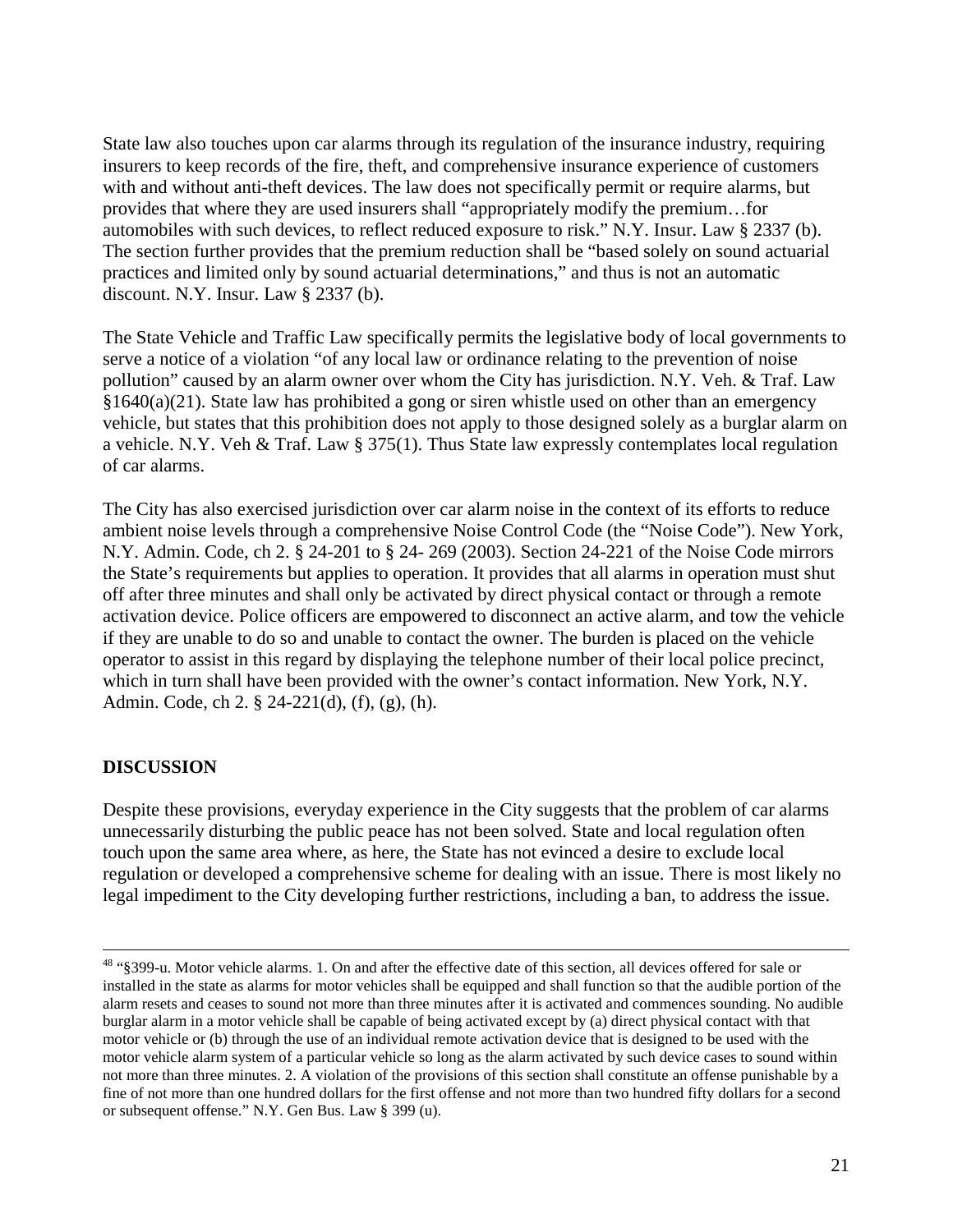State law also touches upon car alarms through its regulation of the insurance industry, requiring insurers to keep records of the fire, theft, and comprehensive insurance experience of customers with and without anti-theft devices. The law does not specifically permit or require alarms, but provides that where they are used insurers shall "appropriately modify the premium…for automobiles with such devices, to reflect reduced exposure to risk." N.Y. Insur. Law § 2337 (b). The section further provides that the premium reduction shall be "based solely on sound actuarial practices and limited only by sound actuarial determinations," and thus is not an automatic discount. N.Y. Insur. Law § 2337 (b).

The State Vehicle and Traffic Law specifically permits the legislative body of local governments to serve a notice of a violation "of any local law or ordinance relating to the prevention of noise pollution" caused by an alarm owner over whom the City has jurisdiction. N.Y. Veh. & Traf. Law §1640(a)(21). State law has prohibited a gong or siren whistle used on other than an emergency vehicle, but states that this prohibition does not apply to those designed solely as a burglar alarm on a vehicle. N.Y. Veh & Traf. Law § 375(1). Thus State law expressly contemplates local regulation of car alarms.

The City has also exercised jurisdiction over car alarm noise in the context of its efforts to reduce ambient noise levels through a comprehensive Noise Control Code (the "Noise Code"). New York, N.Y. Admin. Code, ch 2. § 24-201 to § 24- 269 (2003). Section 24-221 of the Noise Code mirrors the State's requirements but applies to operation. It provides that all alarms in operation must shut off after three minutes and shall only be activated by direct physical contact or through a remote activation device. Police officers are empowered to disconnect an active alarm, and tow the vehicle if they are unable to do so and unable to contact the owner. The burden is placed on the vehicle operator to assist in this regard by displaying the telephone number of their local police precinct, which in turn shall have been provided with the owner's contact information. New York, N.Y. Admin. Code, ch 2. § 24-221(d), (f), (g), (h).

## DISCUSSION

Despite these provisions, everyday experience in the City suggests that the problem of car alarms unnecessarily disturbing the public peace has not been solved. State and local regulation often touch upon the same area where, as here, the State has not evinced a desire to exclude local regulation or developed a comprehensive scheme for dealing with an issue. There is most likely no legal impediment to the City developing further restrictions, including a ban, to address the issue.

---

[48] "§399-u. Motor vehicle alarms. 1. On and after the effective date of this section, all devices offered for sale or installed in the state as alarms for motor vehicles shall be equipped and shall function so that the audible portion of the alarm resets and ceases to sound not more than three minutes after it is activated and commences sounding. No audible burglar alarm in a motor vehicle shall be capable of being activated except by (a) direct physical contact with that motor vehicle or (b) through the use of an individual remote activation device that is designed to be used with the motor vehicle alarm system of a particular vehicle so long as the alarm activated by such device cases to sound within not more than three minutes. 2. A violation of the provisions of this section shall constitute an offense punishable by a fine of not more than one hundred dollars for the first offense and not more than two hundred fifty dollars for a second or subsequent offense." N.Y. Gen Bus. Law § 399 (u).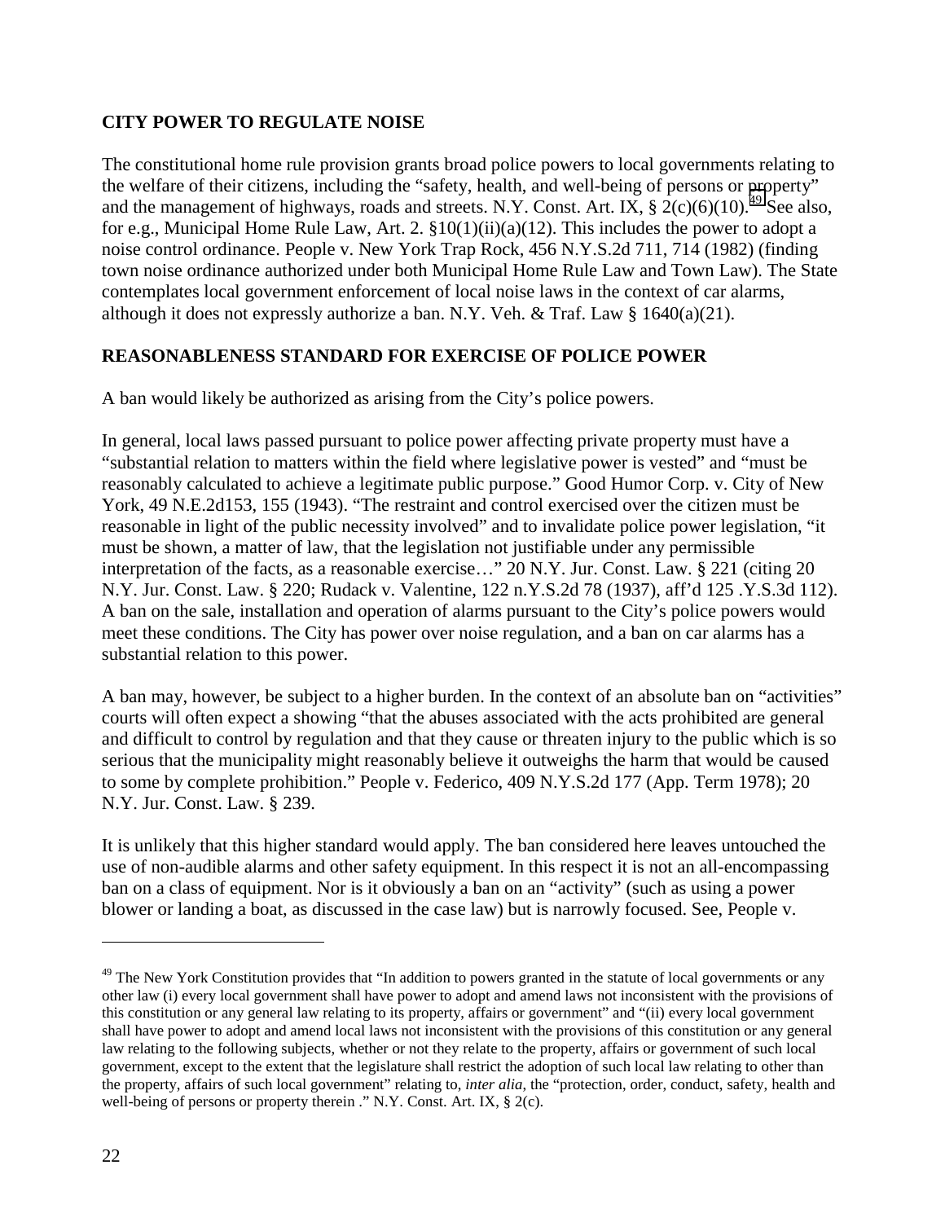**CITY POWER TO REGULATE NOISE**

The constitutional home rule provision grants broad police powers to local governments relating to the welfare of their citizens, including the "safety, health, and well-being of persons or property" and the management of highways, roads and streets. N.Y. Const. Art. IX, § 2(c)(6)(10).[49] See also, for e.g., Municipal Home Rule Law, Art. 2. §10(1)(ii)(a)(12). This includes the power to adopt a noise control ordinance. People v. New York Trap Rock, 456 N.Y.S.2d 711, 714 (1982) (finding town noise ordinance authorized under both Municipal Home Rule Law and Town Law). The State contemplates local government enforcement of local noise laws in the context of car alarms, although it does not expressly authorize a ban. N.Y. Veh. & Traf. Law § 1640(a)(21).

**REASONABLENESS STANDARD FOR EXERCISE OF POLICE POWER**

A ban would likely be authorized as arising from the City's police powers.

In general, local laws passed pursuant to police power affecting private property must have a "substantial relation to matters within the field where legislative power is vested" and "must be reasonably calculated to achieve a legitimate public purpose." Good Humor Corp. v. City of New York, 49 N.E.2d153, 155 (1943). "The restraint and control exercised over the citizen must be reasonable in light of the public necessity involved" and to invalidate police power legislation, "it must be shown, a matter of law, that the legislation not justifiable under any permissible interpretation of the facts, as a reasonable exercise…" 20 N.Y. Jur. Const. Law. § 221 (citing 20 N.Y. Jur. Const. Law. § 220; Rudack v. Valentine, 122 n.Y.S.2d 78 (1937), aff'd 125 .Y.S.3d 112). A ban on the sale, installation and operation of alarms pursuant to the City's police powers would meet these conditions. The City has power over noise regulation, and a ban on car alarms has a substantial relation to this power.

A ban may, however, be subject to a higher burden. In the context of an absolute ban on "activities" courts will often expect a showing "that the abuses associated with the acts prohibited are general and difficult to control by regulation and that they cause or threaten injury to the public which is so serious that the municipality might reasonably believe it outweighs the harm that would be caused to some by complete prohibition." People v. Federico, 409 N.Y.S.2d 177 (App. Term 1978); 20 N.Y. Jur. Const. Law. § 239.

It is unlikely that this higher standard would apply. The ban considered here leaves untouched the use of non-audible alarms and other safety equipment. In this respect it is not an all-encompassing ban on a class of equipment. Nor is it obviously a ban on an "activity" (such as using a power blower or landing a boat, as discussed in the case law) but is narrowly focused. See, People v.

---

[49] The New York Constitution provides that "In addition to powers granted in the statute of local governments or any other law (i) every local government shall have power to adopt and amend laws not inconsistent with the provisions of this constitution or any general law relating to its property, affairs or government" and "(ii) every local government shall have power to adopt and amend local laws not inconsistent with the provisions of this constitution or any general law relating to the following subjects, whether or not they relate to the property, affairs or government of such local government, except to the extent that the legislature shall restrict the adoption of such local law relating to other than the property, affairs of such local government" relating to, *inter alia*, the "protection, order, conduct, safety, health and well-being of persons or property therein ." N.Y. Const. Art. IX, § 2(c).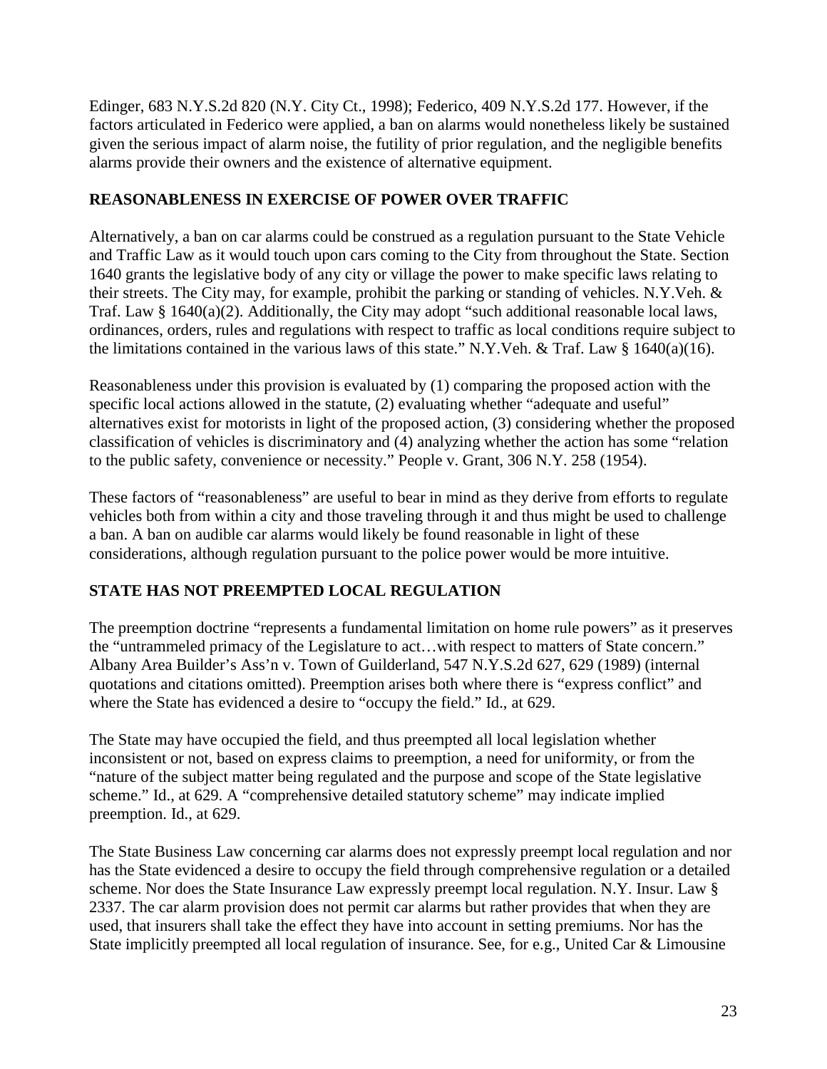Edinger, 683 N.Y.S.2d 820 (N.Y. City Ct., 1998); Federico, 409 N.Y.S.2d 177. However, if the factors articulated in Federico were applied, a ban on alarms would nonetheless likely be sustained given the serious impact of alarm noise, the futility of prior regulation, and the negligible benefits alarms provide their owners and the existence of alternative equipment.

**REASONABLENESS IN EXERCISE OF POWER OVER TRAFFIC**

Alternatively, a ban on car alarms could be construed as a regulation pursuant to the State Vehicle and Traffic Law as it would touch upon cars coming to the City from throughout the State. Section 1640 grants the legislative body of any city or village the power to make specific laws relating to their streets. The City may, for example, prohibit the parking or standing of vehicles. N.Y.Veh. & Traf. Law § 1640(a)(2). Additionally, the City may adopt "such additional reasonable local laws, ordinances, orders, rules and regulations with respect to traffic as local conditions require subject to the limitations contained in the various laws of this state." N.Y.Veh. & Traf. Law § 1640(a)(16).

Reasonableness under this provision is evaluated by (1) comparing the proposed action with the specific local actions allowed in the statute, (2) evaluating whether "adequate and useful" alternatives exist for motorists in light of the proposed action, (3) considering whether the proposed classification of vehicles is discriminatory and (4) analyzing whether the action has some "relation to the public safety, convenience or necessity." People v. Grant, 306 N.Y. 258 (1954).

These factors of "reasonableness" are useful to bear in mind as they derive from efforts to regulate vehicles both from within a city and those traveling through it and thus might be used to challenge a ban. A ban on audible car alarms would likely be found reasonable in light of these considerations, although regulation pursuant to the police power would be more intuitive.

**STATE HAS NOT PREEMPTED LOCAL REGULATION**

The preemption doctrine "represents a fundamental limitation on home rule powers" as it preserves the "untrammeled primacy of the Legislature to act…with respect to matters of State concern." Albany Area Builder's Ass'n v. Town of Guilderland, 547 N.Y.S.2d 627, 629 (1989) (internal quotations and citations omitted). Preemption arises both where there is "express conflict" and where the State has evidenced a desire to "occupy the field." Id., at 629.

The State may have occupied the field, and thus preempted all local legislation whether inconsistent or not, based on express claims to preemption, a need for uniformity, or from the "nature of the subject matter being regulated and the purpose and scope of the State legislative scheme." Id., at 629. A "comprehensive detailed statutory scheme" may indicate implied preemption. Id., at 629.

The State Business Law concerning car alarms does not expressly preempt local regulation and nor has the State evidenced a desire to occupy the field through comprehensive regulation or a detailed scheme. Nor does the State Insurance Law expressly preempt local regulation. N.Y. Insur. Law § 2337. The car alarm provision does not permit car alarms but rather provides that when they are used, that insurers shall take the effect they have into account in setting premiums. Nor has the State implicitly preempted all local regulation of insurance. See, for e.g., United Car & Limousine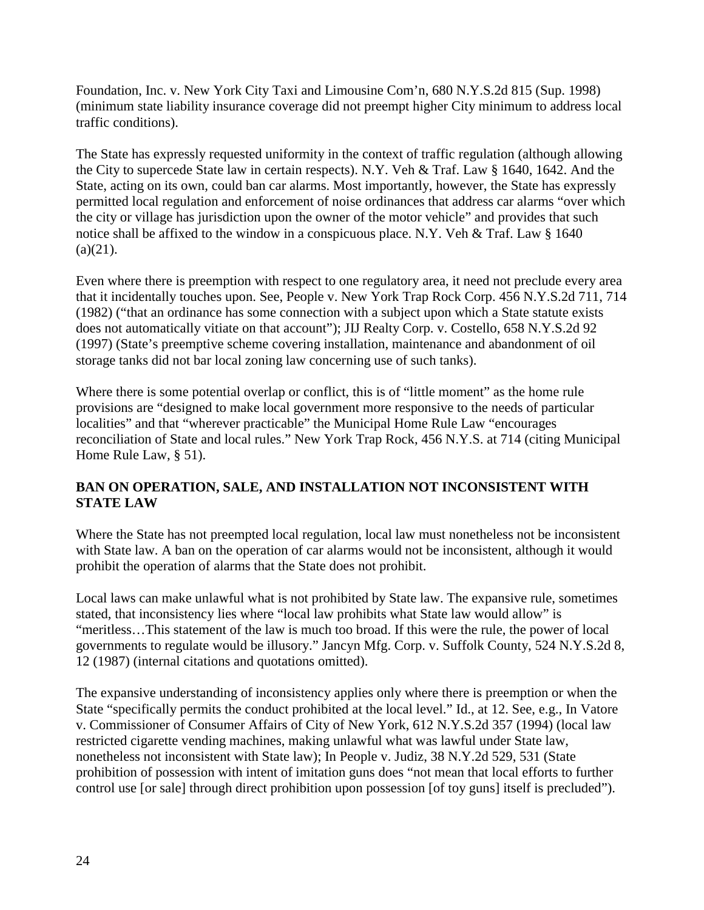Foundation, Inc. v. New York City Taxi and Limousine Com'n, 680 N.Y.S.2d 815 (Sup. 1998) (minimum state liability insurance coverage did not preempt higher City minimum to address local traffic conditions).

The State has expressly requested uniformity in the context of traffic regulation (although allowing the City to supercede State law in certain respects). N.Y. Veh & Traf. Law § 1640, 1642. And the State, acting on its own, could ban car alarms. Most importantly, however, the State has expressly permitted local regulation and enforcement of noise ordinances that address car alarms "over which the city or village has jurisdiction upon the owner of the motor vehicle" and provides that such notice shall be affixed to the window in a conspicuous place. N.Y. Veh & Traf. Law § 1640 (a)(21).

Even where there is preemption with respect to one regulatory area, it need not preclude every area that it incidentally touches upon. See, People v. New York Trap Rock Corp. 456 N.Y.S.2d 711, 714 (1982) ("that an ordinance has some connection with a subject upon which a State statute exists does not automatically vitiate on that account"); JIJ Realty Corp. v. Costello, 658 N.Y.S.2d 92 (1997) (State's preemptive scheme covering installation, maintenance and abandonment of oil storage tanks did not bar local zoning law concerning use of such tanks).

Where there is some potential overlap or conflict, this is of "little moment" as the home rule provisions are "designed to make local government more responsive to the needs of particular localities" and that "wherever practicable" the Municipal Home Rule Law "encourages reconciliation of State and local rules." New York Trap Rock, 456 N.Y.S. at 714 (citing Municipal Home Rule Law, § 51).

**BAN ON OPERATION, SALE, AND INSTALLATION NOT INCONSISTENT WITH STATE LAW**

Where the State has not preempted local regulation, local law must nonetheless not be inconsistent with State law. A ban on the operation of car alarms would not be inconsistent, although it would prohibit the operation of alarms that the State does not prohibit.

Local laws can make unlawful what is not prohibited by State law. The expansive rule, sometimes stated, that inconsistency lies where "local law prohibits what State law would allow" is "meritless…This statement of the law is much too broad. If this were the rule, the power of local governments to regulate would be illusory." Jancyn Mfg. Corp. v. Suffolk County, 524 N.Y.S.2d 8, 12 (1987) (internal citations and quotations omitted).

The expansive understanding of inconsistency applies only where there is preemption or when the State "specifically permits the conduct prohibited at the local level." Id., at 12. See, e.g., In Vatore v. Commissioner of Consumer Affairs of City of New York, 612 N.Y.S.2d 357 (1994) (local law restricted cigarette vending machines, making unlawful what was lawful under State law, nonetheless not inconsistent with State law); In People v. Judiz, 38 N.Y.2d 529, 531 (State prohibition of possession with intent of imitation guns does "not mean that local efforts to further control use [or sale] through direct prohibition upon possession [of toy guns] itself is precluded").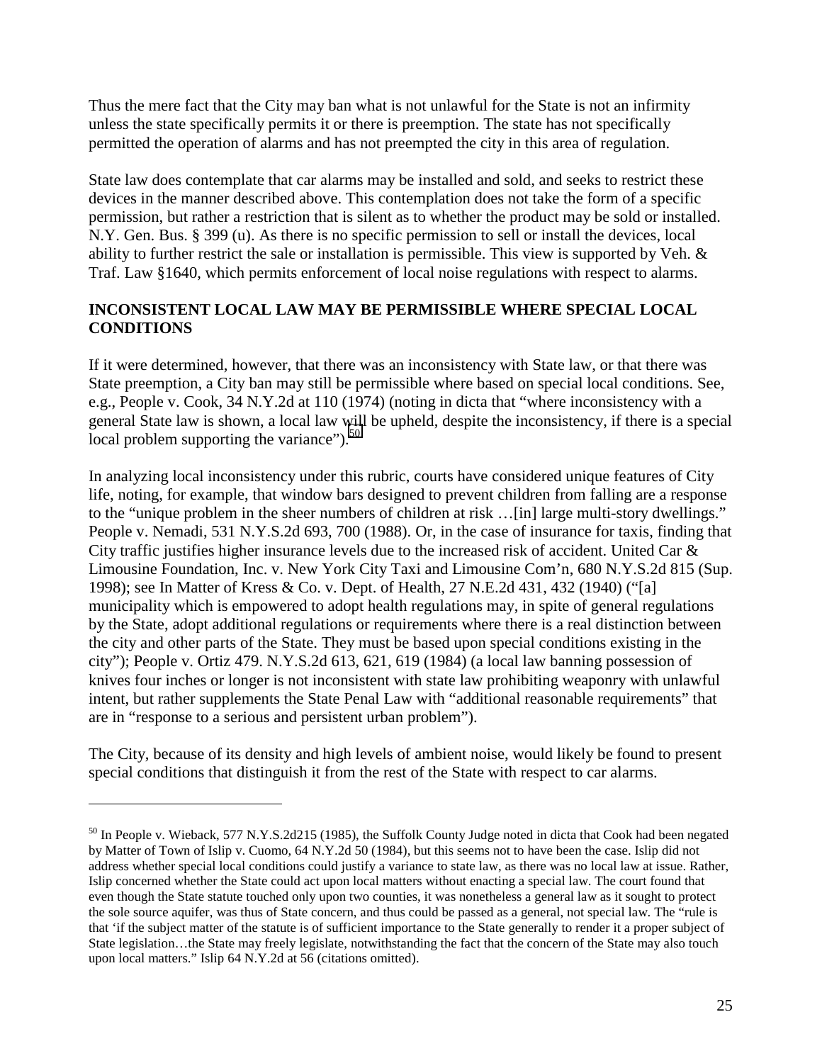Thus the mere fact that the City may ban what is not unlawful for the State is not an infirmity unless the state specifically permits it or there is preemption. The state has not specifically permitted the operation of alarms and has not preempted the city in this area of regulation.

State law does contemplate that car alarms may be installed and sold, and seeks to restrict these devices in the manner described above. This contemplation does not take the form of a specific permission, but rather a restriction that is silent as to whether the product may be sold or installed. N.Y. Gen. Bus. § 399 (u). As there is no specific permission to sell or install the devices, local ability to further restrict the sale or installation is permissible. This view is supported by Veh. & Traf. Law §1640, which permits enforcement of local noise regulations with respect to alarms.

**INCONSISTENT LOCAL LAW MAY BE PERMISSIBLE WHERE SPECIAL LOCAL CONDITIONS**

If it were determined, however, that there was an inconsistency with State law, or that there was State preemption, a City ban may still be permissible where based on special local conditions. See, e.g., People v. Cook, 34 N.Y.2d at 110 (1974) (noting in dicta that "where inconsistency with a general State law is shown, a local law will be upheld, despite the inconsistency, if there is a special local problem supporting the variance").[50]

In analyzing local inconsistency under this rubric, courts have considered unique features of City life, noting, for example, that window bars designed to prevent children from falling are a response to the "unique problem in the sheer numbers of children at risk …[in] large multi-story dwellings." People v. Nemadi, 531 N.Y.S.2d 693, 700 (1988). Or, in the case of insurance for taxis, finding that City traffic justifies higher insurance levels due to the increased risk of accident. United Car & Limousine Foundation, Inc. v. New York City Taxi and Limousine Com'n, 680 N.Y.S.2d 815 (Sup. 1998); see In Matter of Kress & Co. v. Dept. of Health, 27 N.E.2d 431, 432 (1940) ("[a] municipality which is empowered to adopt health regulations may, in spite of general regulations by the State, adopt additional regulations or requirements where there is a real distinction between the city and other parts of the State. They must be based upon special conditions existing in the city"); People v. Ortiz 479. N.Y.S.2d 613, 621, 619 (1984) (a local law banning possession of knives four inches or longer is not inconsistent with state law prohibiting weaponry with unlawful intent, but rather supplements the State Penal Law with "additional reasonable requirements" that are in "response to a serious and persistent urban problem").

The City, because of its density and high levels of ambient noise, would likely be found to present special conditions that distinguish it from the rest of the State with respect to car alarms.

---

[50] In People v. Wieback, 577 N.Y.S.2d215 (1985), the Suffolk County Judge noted in dicta that Cook had been negated by Matter of Town of Islip v. Cuomo, 64 N.Y.2d 50 (1984), but this seems not to have been the case. Islip did not address whether special local conditions could justify a variance to state law, as there was no local law at issue. Rather, Islip concerned whether the State could act upon local matters without enacting a special law. The court found that even though the State statute touched only upon two counties, it was nonetheless a general law as it sought to protect the sole source aquifer, was thus of State concern, and thus could be passed as a general, not special law. The "rule is that 'if the subject matter of the statute is of sufficient importance to the State generally to render it a proper subject of State legislation…the State may freely legislate, notwithstanding the fact that the concern of the State may also touch upon local matters." Islip 64 N.Y.2d at 56 (citations omitted).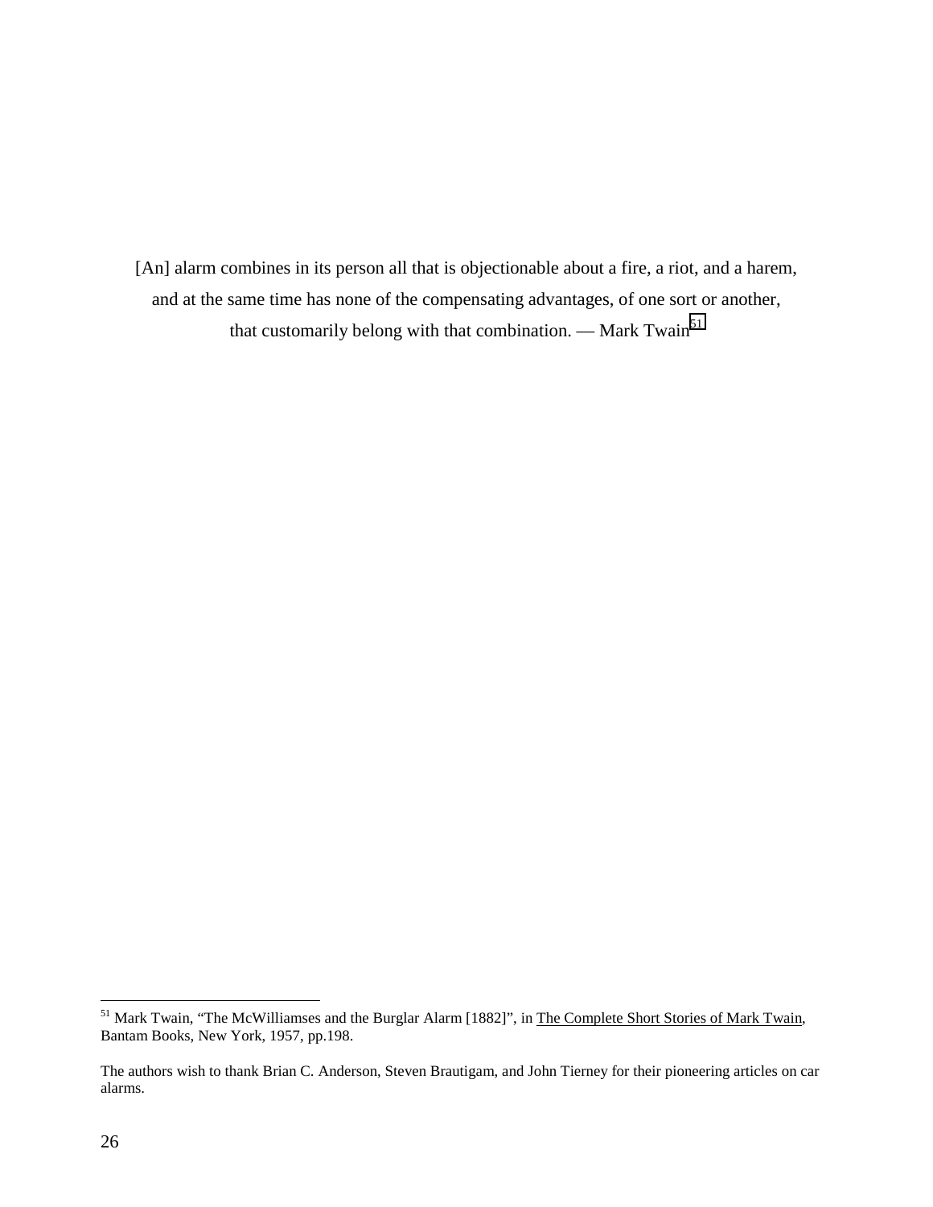[An] alarm combines in its person all that is objectionable about a fire, a riot, and a harem, and at the same time has none of the compensating advantages, of one sort or another, that customarily belong with that combination. — Mark Twain[51]

[51] Mark Twain, "The McWilliamses and the Burglar Alarm [1882]", in The Complete Short Stories of Mark Twain, Bantam Books, New York, 1957, pp.198.

The authors wish to thank Brian C. Anderson, Steven Brautigam, and John Tierney for their pioneering articles on car alarms.